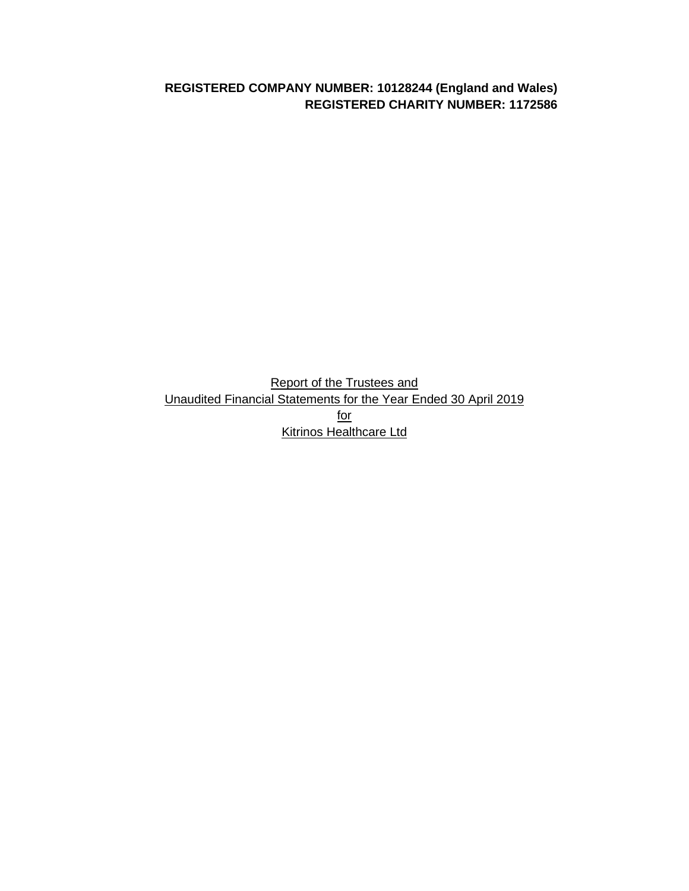**REGISTERED COMPANY NUMBER: 10128244 (England and Wales)**
**REGISTERED CHARITY NUMBER: 1172586**

Report of the Trustees and
Unaudited Financial Statements for the Year Ended 30 April 2019
for
Kitrinos Healthcare Ltd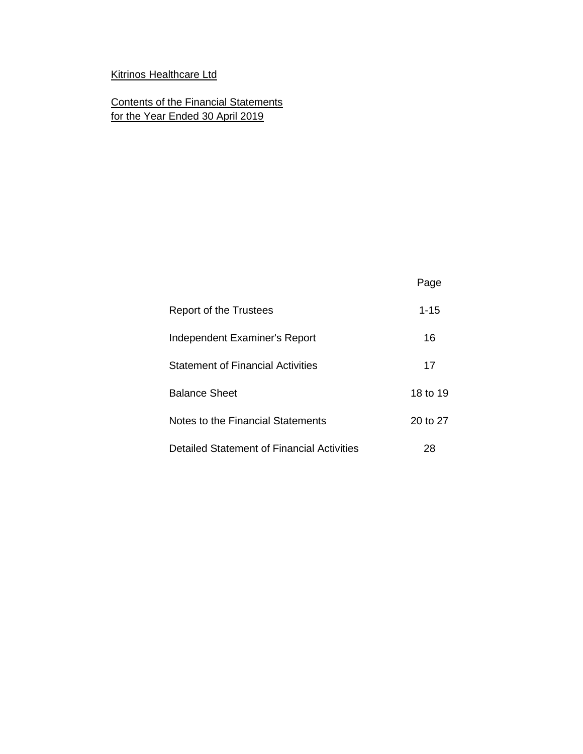Kitrinos Healthcare Ltd

Contents of the Financial Statements
for the Year Ended 30 April 2019

| | Page |
|---|---|
| Report of the Trustees | 1-15 |
| Independent Examiner's Report | 16 |
| Statement of Financial Activities | 17 |
| Balance Sheet | 18 to 19 |
| Notes to the Financial Statements | 20 to 27 |
| Detailed Statement of Financial Activities | 28 |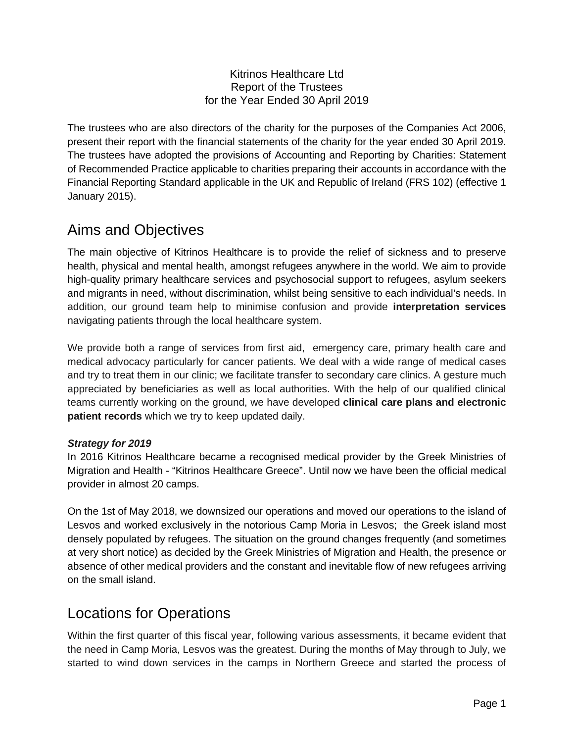Kitrinos Healthcare Ltd
Report of the Trustees
for the Year Ended 30 April 2019

The trustees who are also directors of the charity for the purposes of the Companies Act 2006, present their report with the financial statements of the charity for the year ended 30 April 2019. The trustees have adopted the provisions of Accounting and Reporting by Charities: Statement of Recommended Practice applicable to charities preparing their accounts in accordance with the Financial Reporting Standard applicable in the UK and Republic of Ireland (FRS 102) (effective 1 January 2015).

## Aims and Objectives

The main objective of Kitrinos Healthcare is to provide the relief of sickness and to preserve health, physical and mental health, amongst refugees anywhere in the world. We aim to provide high-quality primary healthcare services and psychosocial support to refugees, asylum seekers and migrants in need, without discrimination, whilst being sensitive to each individual's needs. In addition, our ground team help to minimise confusion and provide **interpretation services** navigating patients through the local healthcare system.

We provide both a range of services from first aid, emergency care, primary health care and medical advocacy particularly for cancer patients. We deal with a wide range of medical cases and try to treat them in our clinic; we facilitate transfer to secondary care clinics. A gesture much appreciated by beneficiaries as well as local authorities. With the help of our qualified clinical teams currently working on the ground, we have developed **clinical care plans and electronic patient records** which we try to keep updated daily.

***Strategy for 2019***

In 2016 Kitrinos Healthcare became a recognised medical provider by the Greek Ministries of Migration and Health - "Kitrinos Healthcare Greece". Until now we have been the official medical provider in almost 20 camps.

On the 1st of May 2018, we downsized our operations and moved our operations to the island of Lesvos and worked exclusively in the notorious Camp Moria in Lesvos; the Greek island most densely populated by refugees. The situation on the ground changes frequently (and sometimes at very short notice) as decided by the Greek Ministries of Migration and Health, the presence or absence of other medical providers and the constant and inevitable flow of new refugees arriving on the small island.

## Locations for Operations

Within the first quarter of this fiscal year, following various assessments, it became evident that the need in Camp Moria, Lesvos was the greatest. During the months of May through to July, we started to wind down services in the camps in Northern Greece and started the process of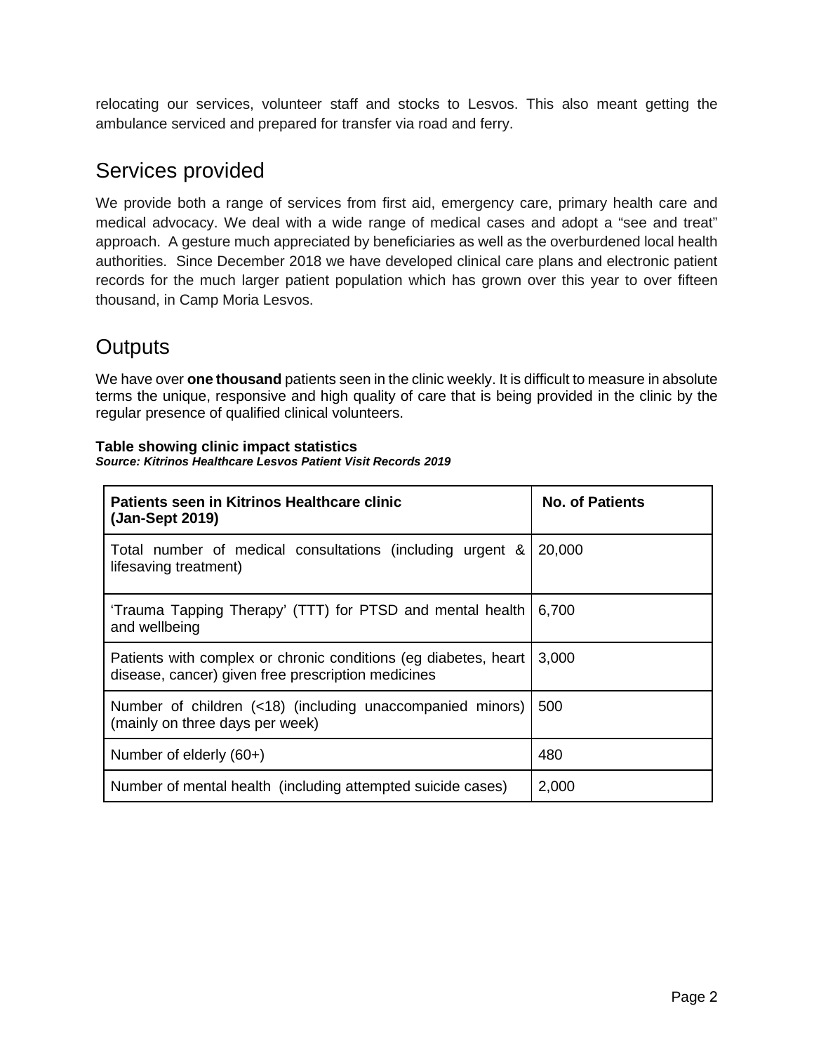relocating our services, volunteer staff and stocks to Lesvos. This also meant getting the ambulance serviced and prepared for transfer via road and ferry.

## Services provided

We provide both a range of services from first aid, emergency care, primary health care and medical advocacy. We deal with a wide range of medical cases and adopt a "see and treat" approach. A gesture much appreciated by beneficiaries as well as the overburdened local health authorities. Since December 2018 we have developed clinical care plans and electronic patient records for the much larger patient population which has grown over this year to over fifteen thousand, in Camp Moria Lesvos.

## Outputs

We have over **one thousand** patients seen in the clinic weekly. It is difficult to measure in absolute terms the unique, responsive and high quality of care that is being provided in the clinic by the regular presence of qualified clinical volunteers.

**Table showing clinic impact statistics**
***Source: Kitrinos Healthcare Lesvos Patient Visit Records 2019***

| Patients seen in Kitrinos Healthcare clinic (Jan-Sept 2019) | No. of Patients |
|---|---|
| Total number of medical consultations (including urgent & lifesaving treatment) | 20,000 |
| 'Trauma Tapping Therapy' (TTT) for PTSD and mental health and wellbeing | 6,700 |
| Patients with complex or chronic conditions (eg diabetes, heart disease, cancer) given free prescription medicines | 3,000 |
| Number of children (<18) (including unaccompanied minors) (mainly on three days per week) | 500 |
| Number of elderly (60+) | 480 |
| Number of mental health (including attempted suicide cases) | 2,000 |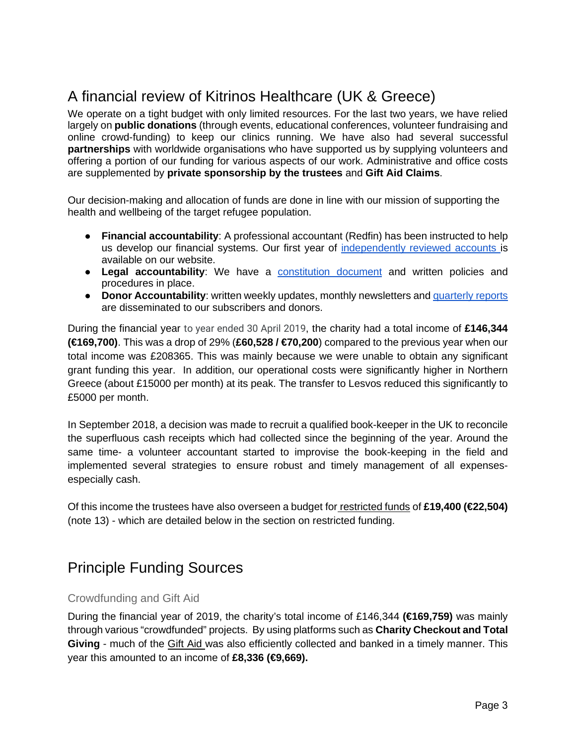# A financial review of Kitrinos Healthcare (UK & Greece)

We operate on a tight budget with only limited resources. For the last two years, we have relied largely on **public donations** (through events, educational conferences, volunteer fundraising and online crowd-funding) to keep our clinics running. We have also had several successful **partnerships** with worldwide organisations who have supported us by supplying volunteers and offering a portion of our funding for various aspects of our work. Administrative and office costs are supplemented by **private sponsorship by the trustees** and **Gift Aid Claims**.

Our decision-making and allocation of funds are done in line with our mission of supporting the health and wellbeing of the target refugee population.

- **Financial accountability**: A professional accountant (Redfin) has been instructed to help us develop our financial systems. Our first year of independently reviewed accounts is available on our website.
- **Legal accountability**: We have a constitution document and written policies and procedures in place.
- **Donor Accountability**: written weekly updates, monthly newsletters and quarterly reports are disseminated to our subscribers and donors.

During the financial year to year ended 30 April 2019, the charity had a total income of **£146,344 (€169,700)**. This was a drop of 29% (**£60,528 / €70,200**) compared to the previous year when our total income was £208365. This was mainly because we were unable to obtain any significant grant funding this year. In addition, our operational costs were significantly higher in Northern Greece (about £15000 per month) at its peak. The transfer to Lesvos reduced this significantly to £5000 per month.

In September 2018, a decision was made to recruit a qualified book-keeper in the UK to reconcile the superfluous cash receipts which had collected since the beginning of the year. Around the same time- a volunteer accountant started to improvise the book-keeping in the field and implemented several strategies to ensure robust and timely management of all expenses- especially cash.

Of this income the trustees have also overseen a budget for restricted funds of **£19,400 (€22,504)** (note 13) - which are detailed below in the section on restricted funding.

# Principle Funding Sources

### Crowdfunding and Gift Aid

During the financial year of 2019, the charity's total income of £146,344 **(€169,759)** was mainly through various "crowdfunded" projects. By using platforms such as **Charity Checkout and Total Giving** - much of the Gift Aid was also efficiently collected and banked in a timely manner. This year this amounted to an income of **£8,336 (€9,669).**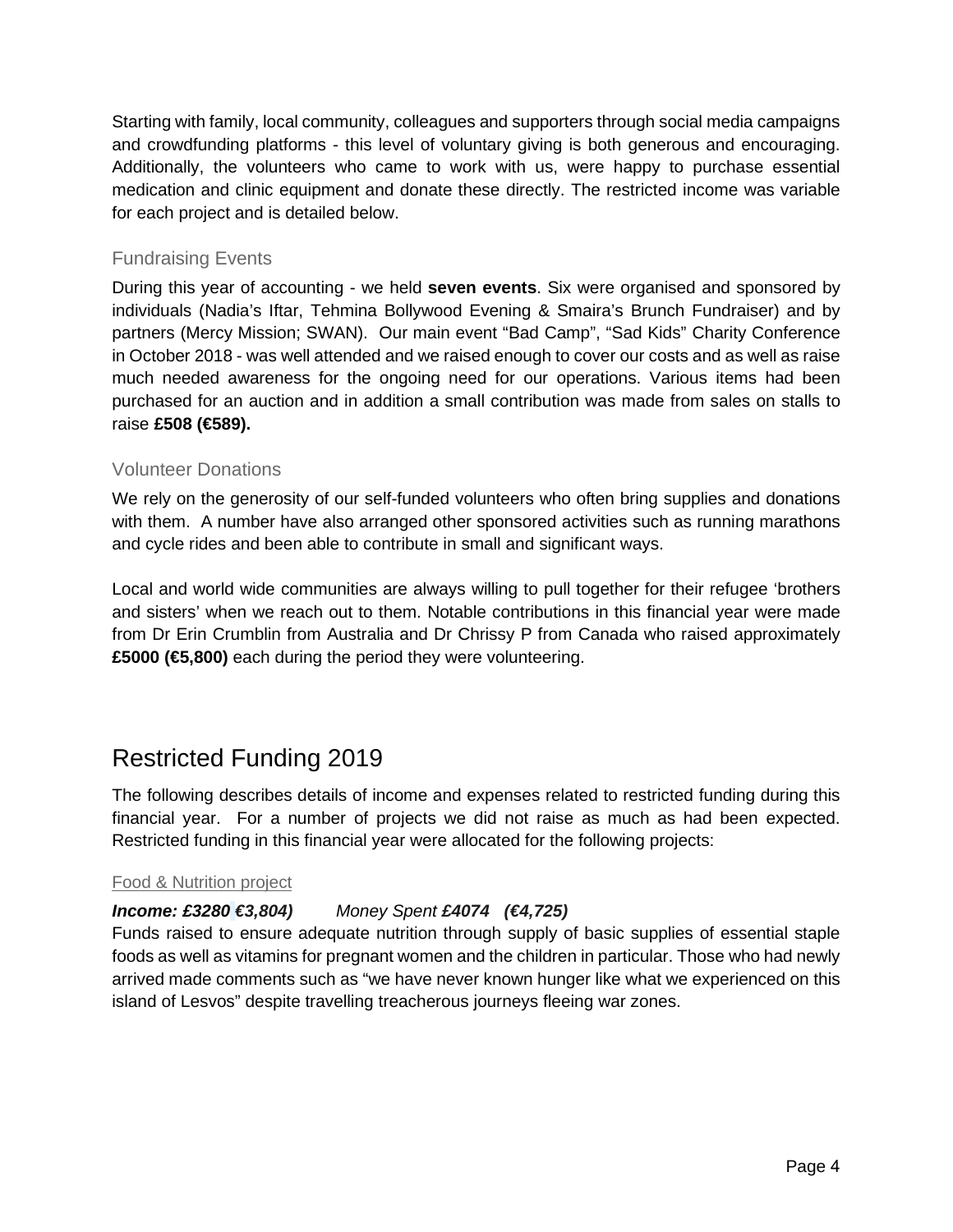Starting with family, local community, colleagues and supporters through social media campaigns and crowdfunding platforms - this level of voluntary giving is both generous and encouraging. Additionally, the volunteers who came to work with us, were happy to purchase essential medication and clinic equipment and donate these directly. The restricted income was variable for each project and is detailed below.

### Fundraising Events

During this year of accounting - we held **seven events**. Six were organised and sponsored by individuals (Nadia's Iftar, Tehmina Bollywood Evening & Smaira's Brunch Fundraiser) and by partners (Mercy Mission; SWAN). Our main event "Bad Camp", "Sad Kids" Charity Conference in October 2018 - was well attended and we raised enough to cover our costs and as well as raise much needed awareness for the ongoing need for our operations. Various items had been purchased for an auction and in addition a small contribution was made from sales on stalls to raise **£508 (€589).**

### Volunteer Donations

We rely on the generosity of our self-funded volunteers who often bring supplies and donations with them. A number have also arranged other sponsored activities such as running marathons and cycle rides and been able to contribute in small and significant ways.

Local and world wide communities are always willing to pull together for their refugee 'brothers and sisters' when we reach out to them. Notable contributions in this financial year were made from Dr Erin Crumblin from Australia and Dr Chrissy P from Canada who raised approximately **£5000 (€5,800)** each during the period they were volunteering.

## Restricted Funding 2019

The following describes details of income and expenses related to restricted funding during this financial year. For a number of projects we did not raise as much as had been expected. Restricted funding in this financial year were allocated for the following projects:

#### Food & Nutrition project

***Income: £3280 €3,804)*** *Money Spent* ***£4074 (€4,725)***

Funds raised to ensure adequate nutrition through supply of basic supplies of essential staple foods as well as vitamins for pregnant women and the children in particular. Those who had newly arrived made comments such as "we have never known hunger like what we experienced on this island of Lesvos" despite travelling treacherous journeys fleeing war zones.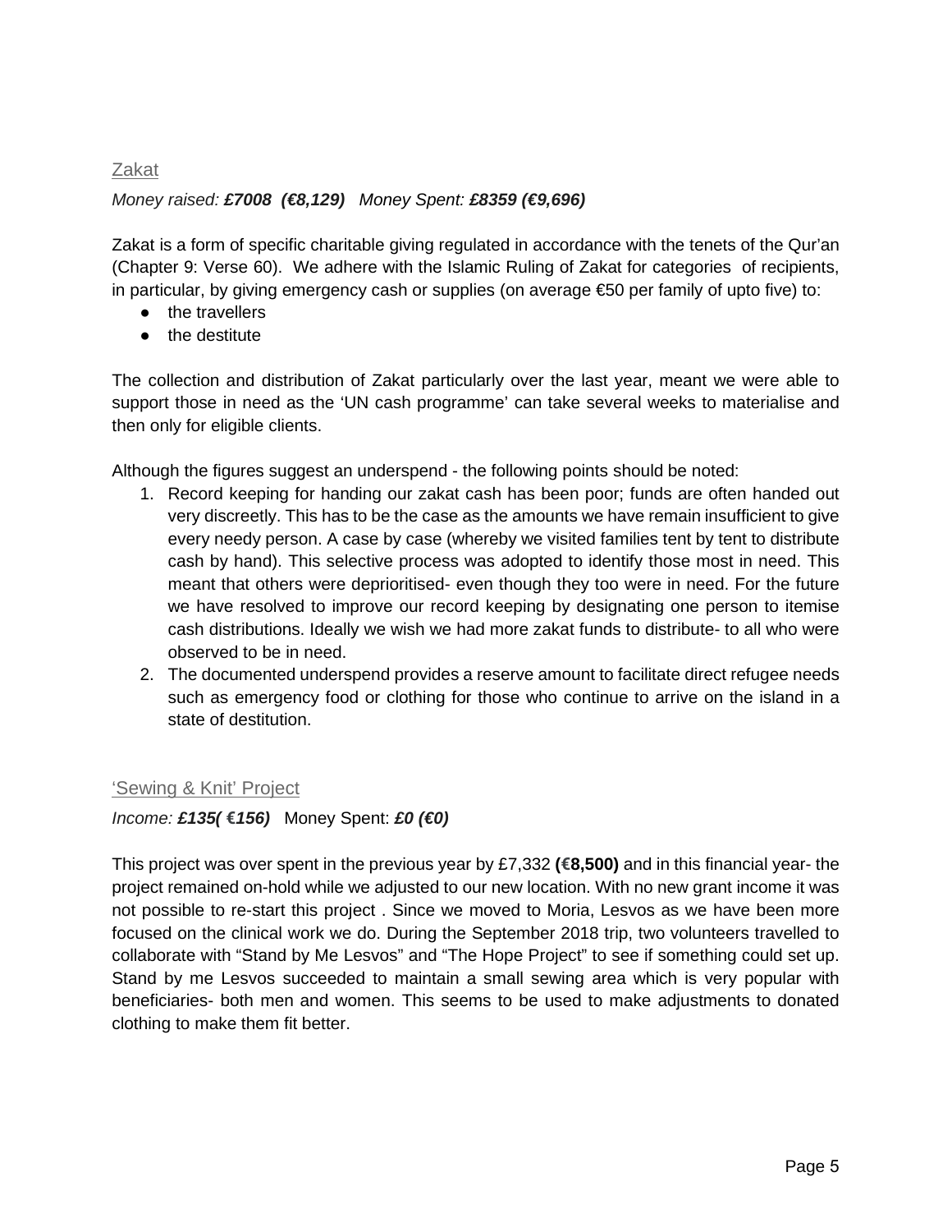## Zakat

*Money raised: **£7008 (€8,129)** Money Spent: **£8359 (€9,696)***

Zakat is a form of specific charitable giving regulated in accordance with the tenets of the Qur'an (Chapter 9: Verse 60). We adhere with the Islamic Ruling of Zakat for categories of recipients, in particular, by giving emergency cash or supplies (on average €50 per family of upto five) to:

- the travellers
- the destitute

The collection and distribution of Zakat particularly over the last year, meant we were able to support those in need as the 'UN cash programme' can take several weeks to materialise and then only for eligible clients.

Although the figures suggest an underspend - the following points should be noted:

1. Record keeping for handing our zakat cash has been poor; funds are often handed out very discreetly. This has to be the case as the amounts we have remain insufficient to give every needy person. A case by case (whereby we visited families tent by tent to distribute cash by hand). This selective process was adopted to identify those most in need. This meant that others were deprioritised- even though they too were in need. For the future we have resolved to improve our record keeping by designating one person to itemise cash distributions. Ideally we wish we had more zakat funds to distribute- to all who were observed to be in need.
2. The documented underspend provides a reserve amount to facilitate direct refugee needs such as emergency food or clothing for those who continue to arrive on the island in a state of destitution.

## 'Sewing & Knit' Project

*Income: **£135( €156)*** Money Spent: ***£0 (€0)***

This project was over spent in the previous year by £7,332 **(€8,500)** and in this financial year- the project remained on-hold while we adjusted to our new location. With no new grant income it was not possible to re-start this project . Since we moved to Moria, Lesvos as we have been more focused on the clinical work we do. During the September 2018 trip, two volunteers travelled to collaborate with "Stand by Me Lesvos" and "The Hope Project" to see if something could set up. Stand by me Lesvos succeeded to maintain a small sewing area which is very popular with beneficiaries- both men and women. This seems to be used to make adjustments to donated clothing to make them fit better.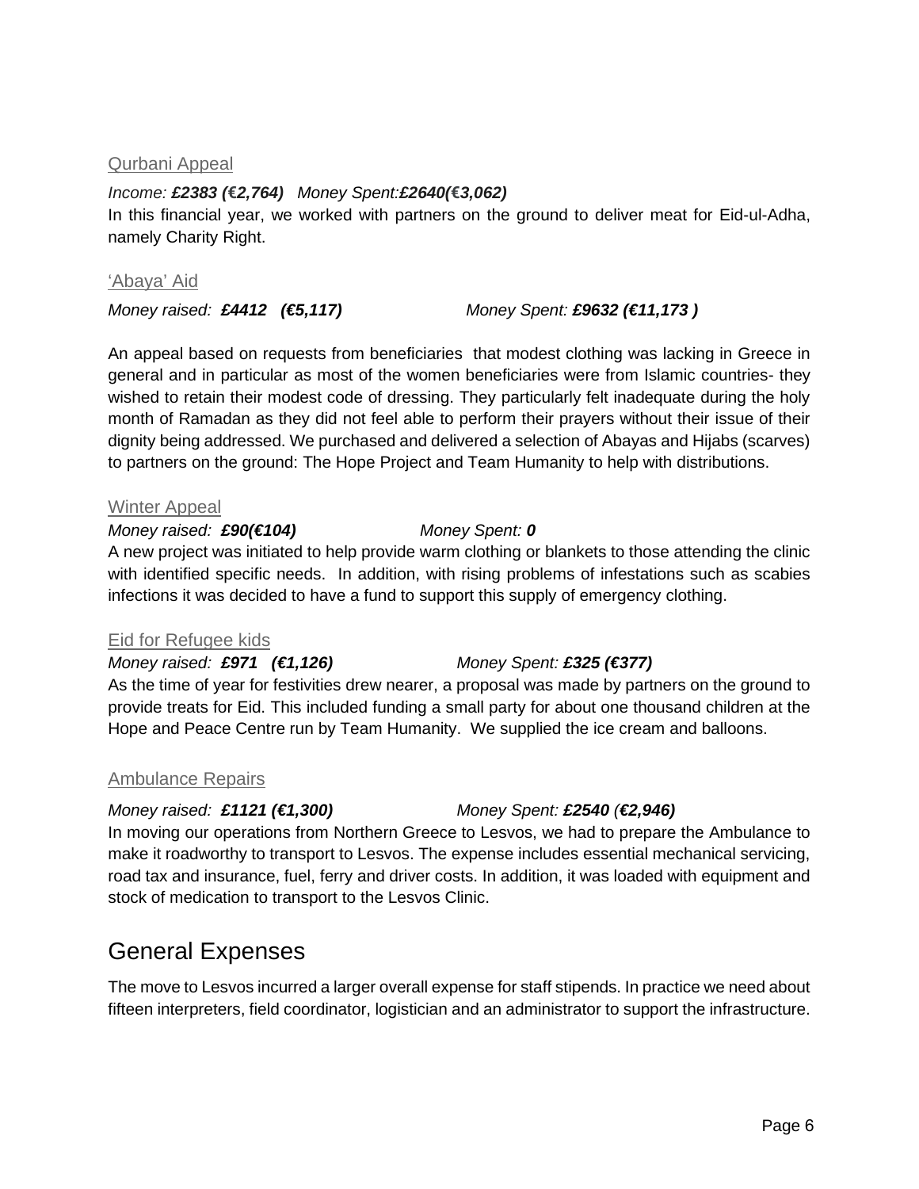### Qurbani Appeal

*Income:* ***£2383 (€2,764)*** *Money Spent:****£2640(€3,062)***

In this financial year, we worked with partners on the ground to deliver meat for Eid-ul-Adha, namely Charity Right.

### 'Abaya' Aid

*Money raised:* ***£4412 (€5,117)*** *Money Spent:* ***£9632 (€11,173 )***

An appeal based on requests from beneficiaries that modest clothing was lacking in Greece in general and in particular as most of the women beneficiaries were from Islamic countries- they wished to retain their modest code of dressing. They particularly felt inadequate during the holy month of Ramadan as they did not feel able to perform their prayers without their issue of their dignity being addressed. We purchased and delivered a selection of Abayas and Hijabs (scarves) to partners on the ground: The Hope Project and Team Humanity to help with distributions.

### Winter Appeal

*Money raised:* ***£90(€104)*** *Money Spent:* ***0***

A new project was initiated to help provide warm clothing or blankets to those attending the clinic with identified specific needs. In addition, with rising problems of infestations such as scabies infections it was decided to have a fund to support this supply of emergency clothing.

### Eid for Refugee kids

*Money raised:* ***£971 (€1,126)*** *Money Spent:* ***£325 (€377)***

As the time of year for festivities drew nearer, a proposal was made by partners on the ground to provide treats for Eid. This included funding a small party for about one thousand children at the Hope and Peace Centre run by Team Humanity. We supplied the ice cream and balloons.

### Ambulance Repairs

*Money raised:* ***£1121 (€1,300)*** *Money Spent:* ***£2540 (€2,946)***

In moving our operations from Northern Greece to Lesvos, we had to prepare the Ambulance to make it roadworthy to transport to Lesvos. The expense includes essential mechanical servicing, road tax and insurance, fuel, ferry and driver costs. In addition, it was loaded with equipment and stock of medication to transport to the Lesvos Clinic.

## General Expenses

The move to Lesvos incurred a larger overall expense for staff stipends. In practice we need about fifteen interpreters, field coordinator, logistician and an administrator to support the infrastructure.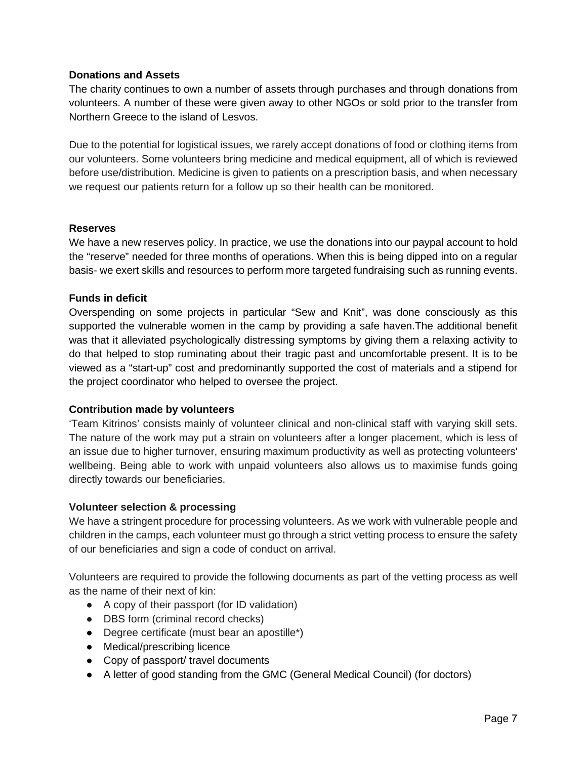**Donations and Assets**

The charity continues to own a number of assets through purchases and through donations from volunteers. A number of these were given away to other NGOs or sold prior to the transfer from Northern Greece to the island of Lesvos.

Due to the potential for logistical issues, we rarely accept donations of food or clothing items from our volunteers. Some volunteers bring medicine and medical equipment, all of which is reviewed before use/distribution. Medicine is given to patients on a prescription basis, and when necessary we request our patients return for a follow up so their health can be monitored.

**Reserves**

We have a new reserves policy. In practice, we use the donations into our paypal account to hold the "reserve" needed for three months of operations. When this is being dipped into on a regular basis- we exert skills and resources to perform more targeted fundraising such as running events.

**Funds in deficit**

Overspending on some projects in particular "Sew and Knit", was done consciously as this supported the vulnerable women in the camp by providing a safe haven.The additional benefit was that it alleviated psychologically distressing symptoms by giving them a relaxing activity to do that helped to stop ruminating about their tragic past and uncomfortable present. It is to be viewed as a "start-up" cost and predominantly supported the cost of materials and a stipend for the project coordinator who helped to oversee the project.

**Contribution made by volunteers**

'Team Kitrinos' consists mainly of volunteer clinical and non-clinical staff with varying skill sets. The nature of the work may put a strain on volunteers after a longer placement, which is less of an issue due to higher turnover, ensuring maximum productivity as well as protecting volunteers' wellbeing. Being able to work with unpaid volunteers also allows us to maximise funds going directly towards our beneficiaries.

**Volunteer selection & processing**

We have a stringent procedure for processing volunteers. As we work with vulnerable people and children in the camps, each volunteer must go through a strict vetting process to ensure the safety of our beneficiaries and sign a code of conduct on arrival.

Volunteers are required to provide the following documents as part of the vetting process as well as the name of their next of kin:

- A copy of their passport (for ID validation)
- DBS form (criminal record checks)
- Degree certificate (must bear an apostille*)
- Medical/prescribing licence
- Copy of passport/ travel documents
- A letter of good standing from the GMC (General Medical Council) (for doctors)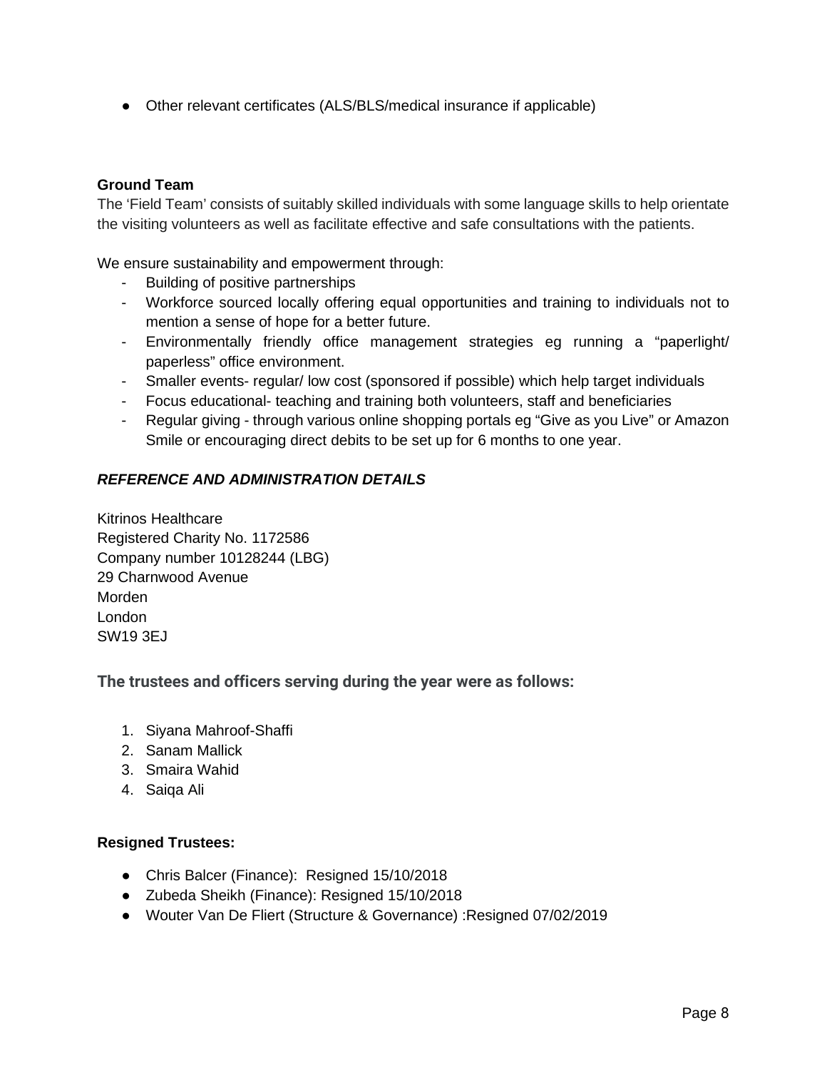- Other relevant certificates (ALS/BLS/medical insurance if applicable)

**Ground Team**

The 'Field Team' consists of suitably skilled individuals with some language skills to help orientate the visiting volunteers as well as facilitate effective and safe consultations with the patients.

We ensure sustainability and empowerment through:

- Building of positive partnerships
- Workforce sourced locally offering equal opportunities and training to individuals not to mention a sense of hope for a better future.
- Environmentally friendly office management strategies eg running a "paperlight/ paperless" office environment.
- Smaller events- regular/ low cost (sponsored if possible) which help target individuals
- Focus educational- teaching and training both volunteers, staff and beneficiaries
- Regular giving - through various online shopping portals eg "Give as you Live" or Amazon Smile or encouraging direct debits to be set up for 6 months to one year.

***REFERENCE AND ADMINISTRATION DETAILS***

Kitrinos Healthcare
Registered Charity No. 1172586
Company number 10128244 (LBG)
29 Charnwood Avenue
Morden
London
SW19 3EJ

### The trustees and officers serving during the year were as follows:

1. Siyana Mahroof-Shaffi
2. Sanam Mallick
3. Smaira Wahid
4. Saiqa Ali

**Resigned Trustees:**

- Chris Balcer (Finance): Resigned 15/10/2018
- Zubeda Sheikh (Finance): Resigned 15/10/2018
- Wouter Van De Fliert (Structure & Governance) :Resigned 07/02/2019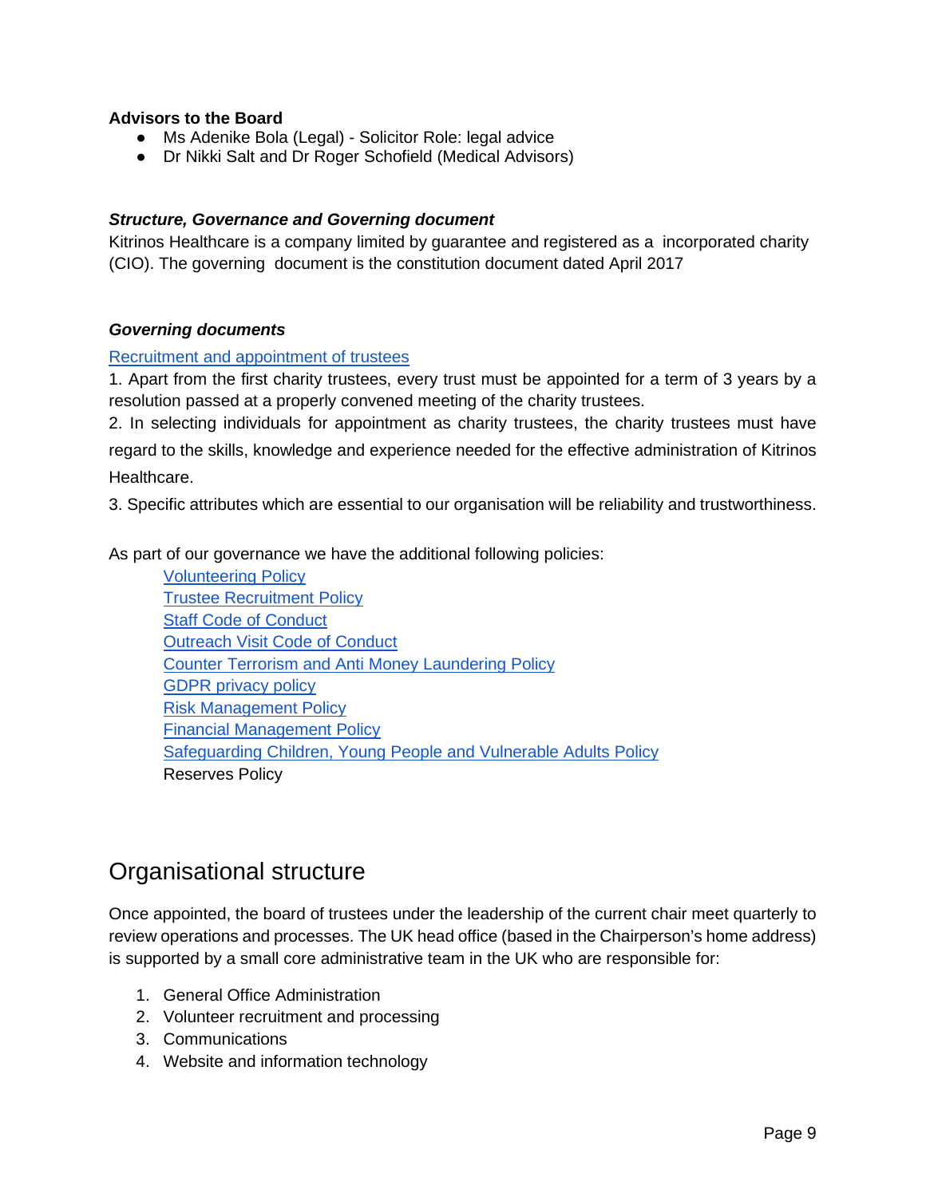**Advisors to the Board**

- Ms Adenike Bola (Legal) - Solicitor Role: legal advice
- Dr Nikki Salt and Dr Roger Schofield (Medical Advisors)

***Structure, Governance and Governing document***

Kitrinos Healthcare is a company limited by guarantee and registered as a incorporated charity (CIO). The governing document is the constitution document dated April 2017

***Governing documents***

Recruitment and appointment of trustees

1. Apart from the first charity trustees, every trust must be appointed for a term of 3 years by a resolution passed at a properly convened meeting of the charity trustees.
2. In selecting individuals for appointment as charity trustees, the charity trustees must have regard to the skills, knowledge and experience needed for the effective administration of Kitrinos Healthcare.
3. Specific attributes which are essential to our organisation will be reliability and trustworthiness.

As part of our governance we have the additional following policies:

- Volunteering Policy
- Trustee Recruitment Policy
- Staff Code of Conduct
- Outreach Visit Code of Conduct
- Counter Terrorism and Anti Money Laundering Policy
- GDPR privacy policy
- Risk Management Policy
- Financial Management Policy
- Safeguarding Children, Young People and Vulnerable Adults Policy
- Reserves Policy

# Organisational structure

Once appointed, the board of trustees under the leadership of the current chair meet quarterly to review operations and processes. The UK head office (based in the Chairperson's home address) is supported by a small core administrative team in the UK who are responsible for:

1. General Office Administration
2. Volunteer recruitment and processing
3. Communications
4. Website and information technology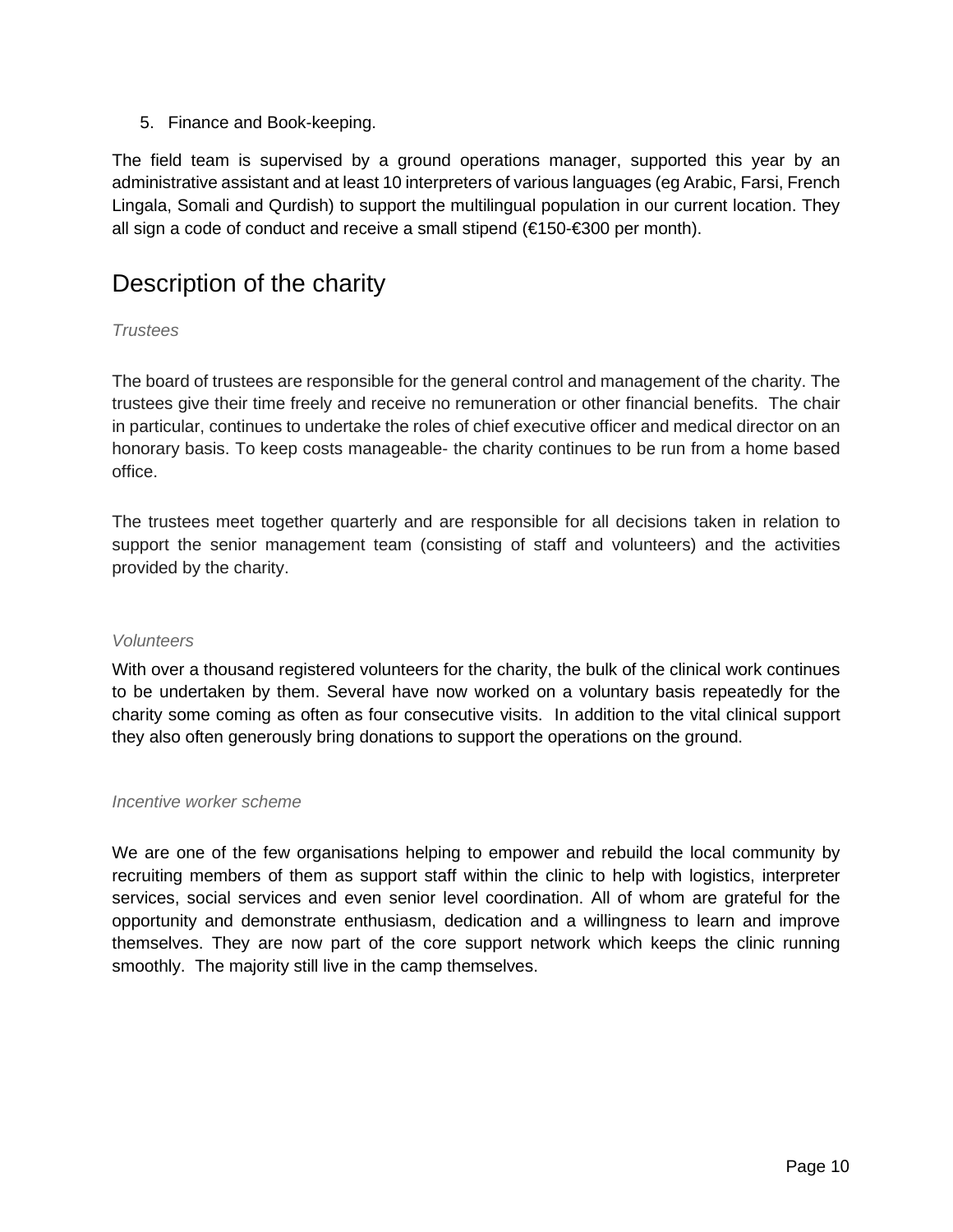5. Finance and Book-keeping.

The field team is supervised by a ground operations manager, supported this year by an administrative assistant and at least 10 interpreters of various languages (eg Arabic, Farsi, French Lingala, Somali and Qurdish) to support the multilingual population in our current location. They all sign a code of conduct and receive a small stipend (€150-€300 per month).

## Description of the charity

*Trustees*

The board of trustees are responsible for the general control and management of the charity. The trustees give their time freely and receive no remuneration or other financial benefits. The chair in particular, continues to undertake the roles of chief executive officer and medical director on an honorary basis. To keep costs manageable- the charity continues to be run from a home based office.

The trustees meet together quarterly and are responsible for all decisions taken in relation to support the senior management team (consisting of staff and volunteers) and the activities provided by the charity.

*Volunteers*

With over a thousand registered volunteers for the charity, the bulk of the clinical work continues to be undertaken by them. Several have now worked on a voluntary basis repeatedly for the charity some coming as often as four consecutive visits. In addition to the vital clinical support they also often generously bring donations to support the operations on the ground.

*Incentive worker scheme*

We are one of the few organisations helping to empower and rebuild the local community by recruiting members of them as support staff within the clinic to help with logistics, interpreter services, social services and even senior level coordination. All of whom are grateful for the opportunity and demonstrate enthusiasm, dedication and a willingness to learn and improve themselves. They are now part of the core support network which keeps the clinic running smoothly. The majority still live in the camp themselves.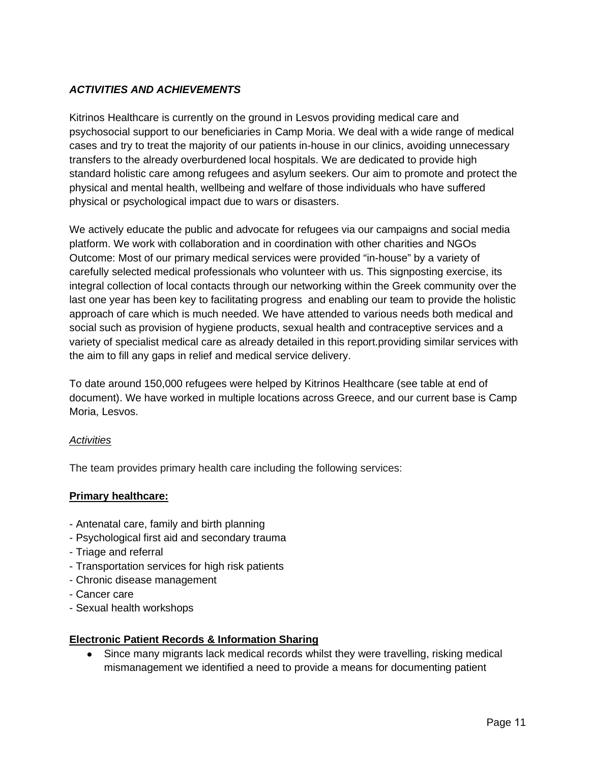### *ACTIVITIES AND ACHIEVEMENTS*

Kitrinos Healthcare is currently on the ground in Lesvos providing medical care and psychosocial support to our beneficiaries in Camp Moria. We deal with a wide range of medical cases and try to treat the majority of our patients in-house in our clinics, avoiding unnecessary transfers to the already overburdened local hospitals. We are dedicated to provide high standard holistic care among refugees and asylum seekers. Our aim to promote and protect the physical and mental health, wellbeing and welfare of those individuals who have suffered physical or psychological impact due to wars or disasters.

We actively educate the public and advocate for refugees via our campaigns and social media platform. We work with collaboration and in coordination with other charities and NGOs Outcome: Most of our primary medical services were provided "in-house" by a variety of carefully selected medical professionals who volunteer with us. This signposting exercise, its integral collection of local contacts through our networking within the Greek community over the last one year has been key to facilitating progress and enabling our team to provide the holistic approach of care which is much needed. We have attended to various needs both medical and social such as provision of hygiene products, sexual health and contraceptive services and a variety of specialist medical care as already detailed in this report.providing similar services with the aim to fill any gaps in relief and medical service delivery.

To date around 150,000 refugees were helped by Kitrinos Healthcare (see table at end of document). We have worked in multiple locations across Greece, and our current base is Camp Moria, Lesvos.

*Activities*

The team provides primary health care including the following services:

**Primary healthcare:**

- Antenatal care, family and birth planning
- Psychological first aid and secondary trauma
- Triage and referral
- Transportation services for high risk patients
- Chronic disease management
- Cancer care
- Sexual health workshops

**Electronic Patient Records & Information Sharing**

- Since many migrants lack medical records whilst they were travelling, risking medical mismanagement we identified a need to provide a means for documenting patient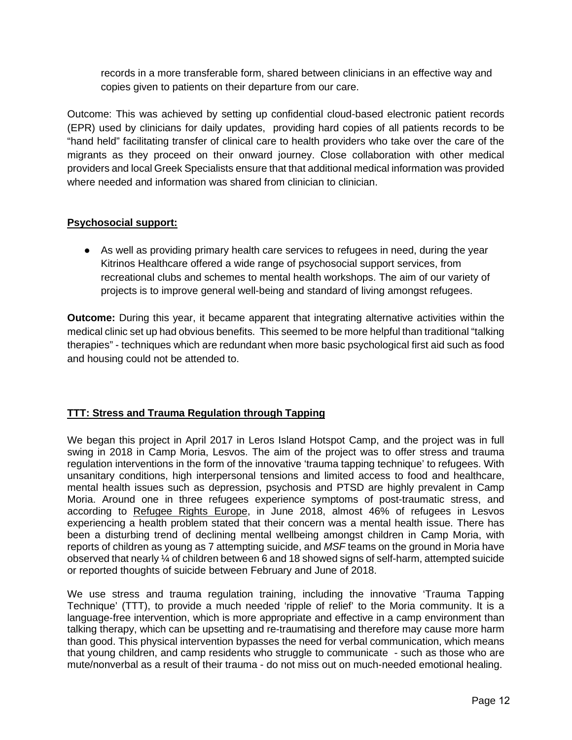records in a more transferable form, shared between clinicians in an effective way and copies given to patients on their departure from our care.

Outcome: This was achieved by setting up confidential cloud-based electronic patient records (EPR) used by clinicians for daily updates,  providing hard copies of all patients records to be "hand held" facilitating transfer of clinical care to health providers who take over the care of the migrants as they proceed on their onward journey. Close collaboration with other medical providers and local Greek Specialists ensure that that additional medical information was provided where needed and information was shared from clinician to clinician.

**Psychosocial support:**

- As well as providing primary health care services to refugees in need, during the year Kitrinos Healthcare offered a wide range of psychosocial support services, from recreational clubs and schemes to mental health workshops. The aim of our variety of projects is to improve general well-being and standard of living amongst refugees.

**Outcome:** During this year, it became apparent that integrating alternative activities within the medical clinic set up had obvious benefits.  This seemed to be more helpful than traditional "talking therapies" - techniques which are redundant when more basic psychological first aid such as food and housing could not be attended to.

**TTT: Stress and Trauma Regulation through Tapping**

We began this project in April 2017 in Leros Island Hotspot Camp, and the project was in full swing in 2018 in Camp Moria, Lesvos. The aim of the project was to offer stress and trauma regulation interventions in the form of the innovative 'trauma tapping technique' to refugees. With unsanitary conditions, high interpersonal tensions and limited access to food and healthcare, mental health issues such as depression, psychosis and PTSD are highly prevalent in Camp Moria. Around one in three refugees experience symptoms of post-traumatic stress, and according to Refugee Rights Europe, in June 2018, almost 46% of refugees in Lesvos experiencing a health problem stated that their concern was a mental health issue. There has been a disturbing trend of declining mental wellbeing amongst children in Camp Moria, with reports of children as young as 7 attempting suicide, and *MSF* teams on the ground in Moria have observed that nearly ¼ of children between 6 and 18 showed signs of self-harm, attempted suicide or reported thoughts of suicide between February and June of 2018.

We use stress and trauma regulation training, including the innovative 'Trauma Tapping Technique' (TTT), to provide a much needed 'ripple of relief' to the Moria community. It is a language-free intervention, which is more appropriate and effective in a camp environment than talking therapy, which can be upsetting and re-traumatising and therefore may cause more harm than good. This physical intervention bypasses the need for verbal communication, which means that young children, and camp residents who struggle to communicate  - such as those who are mute/nonverbal as a result of their trauma - do not miss out on much-needed emotional healing.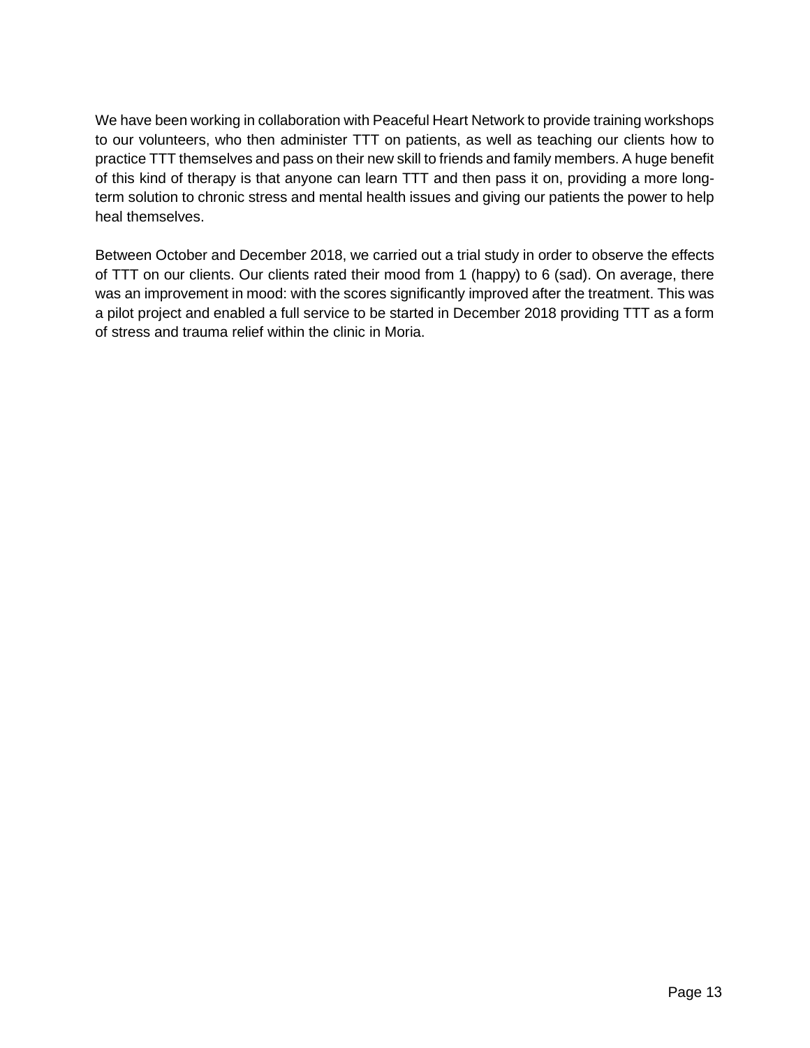We have been working in collaboration with Peaceful Heart Network to provide training workshops to our volunteers, who then administer TTT on patients, as well as teaching our clients how to practice TTT themselves and pass on their new skill to friends and family members. A huge benefit of this kind of therapy is that anyone can learn TTT and then pass it on, providing a more long-term solution to chronic stress and mental health issues and giving our patients the power to help heal themselves.

Between October and December 2018, we carried out a trial study in order to observe the effects of TTT on our clients. Our clients rated their mood from 1 (happy) to 6 (sad). On average, there was an improvement in mood: with the scores significantly improved after the treatment. This was a pilot project and enabled a full service to be started in December 2018 providing TTT as a form of stress and trauma relief within the clinic in Moria.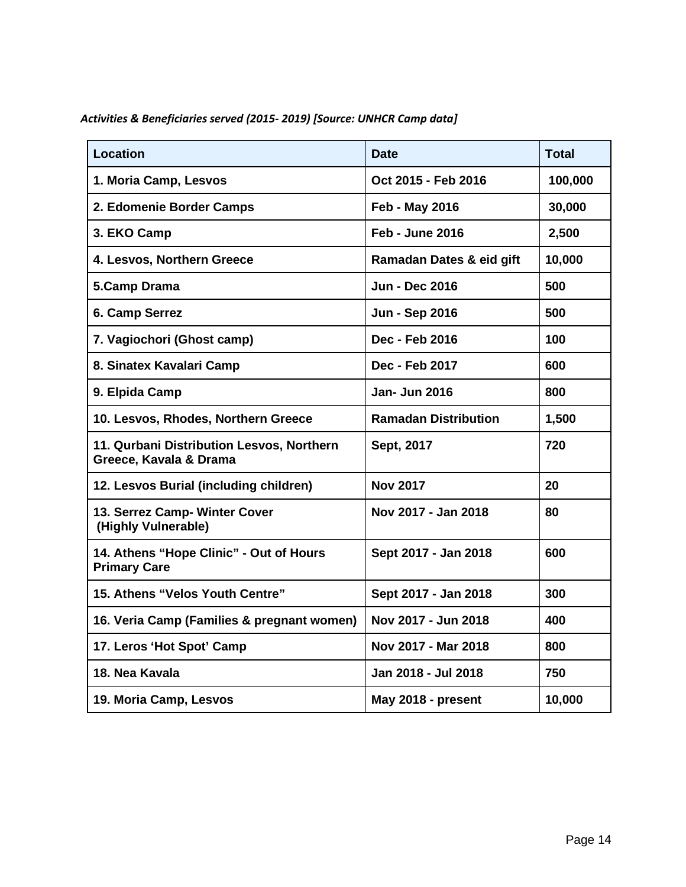*Activities & Beneficiaries served (2015- 2019) [Source: UNHCR Camp data]*

| Location | Date | Total |
|---|---|---|
| 1. Moria Camp, Lesvos | Oct 2015 - Feb 2016 | 100,000 |
| 2. Edomenie Border Camps | Feb - May 2016 | 30,000 |
| 3. EKO Camp | Feb - June 2016 | 2,500 |
| 4. Lesvos, Northern Greece | Ramadan Dates & eid gift | 10,000 |
| 5.Camp Drama | Jun - Dec 2016 | 500 |
| 6. Camp Serrez | Jun - Sep 2016 | 500 |
| 7. Vagiochori (Ghost camp) | Dec - Feb 2016 | 100 |
| 8. Sinatex Kavalari Camp | Dec - Feb 2017 | 600 |
| 9. Elpida Camp | Jan- Jun 2016 | 800 |
| 10. Lesvos, Rhodes, Northern Greece | Ramadan Distribution | 1,500 |
| 11. Qurbani Distribution Lesvos, Northern Greece, Kavala & Drama | Sept, 2017 | 720 |
| 12. Lesvos Burial (including children) | Nov 2017 | 20 |
| 13. Serrez Camp- Winter Cover (Highly Vulnerable) | Nov 2017 - Jan 2018 | 80 |
| 14. Athens "Hope Clinic" - Out of Hours Primary Care | Sept 2017 - Jan 2018 | 600 |
| 15. Athens "Velos Youth Centre" | Sept 2017 - Jan 2018 | 300 |
| 16. Veria Camp (Families & pregnant women) | Nov 2017 - Jun 2018 | 400 |
| 17. Leros 'Hot Spot' Camp | Nov 2017 - Mar 2018 | 800 |
| 18. Nea Kavala | Jan 2018 - Jul 2018 | 750 |
| 19. Moria Camp, Lesvos | May 2018 - present | 10,000 |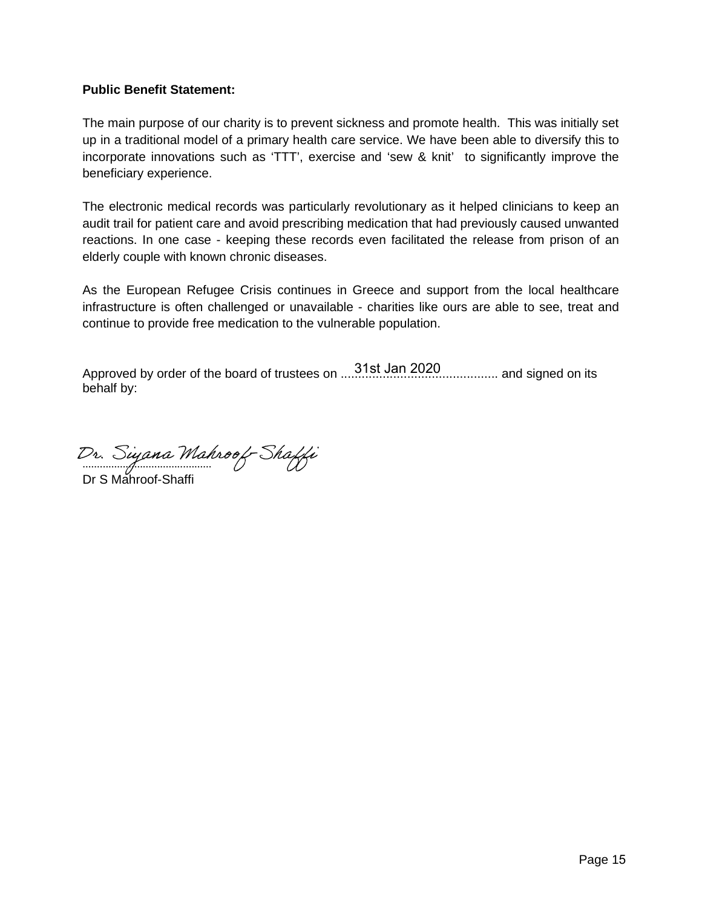**Public Benefit Statement:**

The main purpose of our charity is to prevent sickness and promote health. This was initially set up in a traditional model of a primary health care service. We have been able to diversify this to incorporate innovations such as 'TTT', exercise and 'sew & knit' to significantly improve the beneficiary experience.

The electronic medical records was particularly revolutionary as it helped clinicians to keep an audit trail for patient care and avoid prescribing medication that had previously caused unwanted reactions. In one case - keeping these records even facilitated the release from prison of an elderly couple with known chronic diseases.

As the European Refugee Crisis continues in Greece and support from the local healthcare infrastructure is often challenged or unavailable - charities like ours are able to see, treat and continue to provide free medication to the vulnerable population.

Approved by order of the board of trustees on 31st Jan 2020 and signed on its behalf by:

Dr. Siyana Mahroof-Shaffi

.............................................
Dr S Mahroof-Shaffi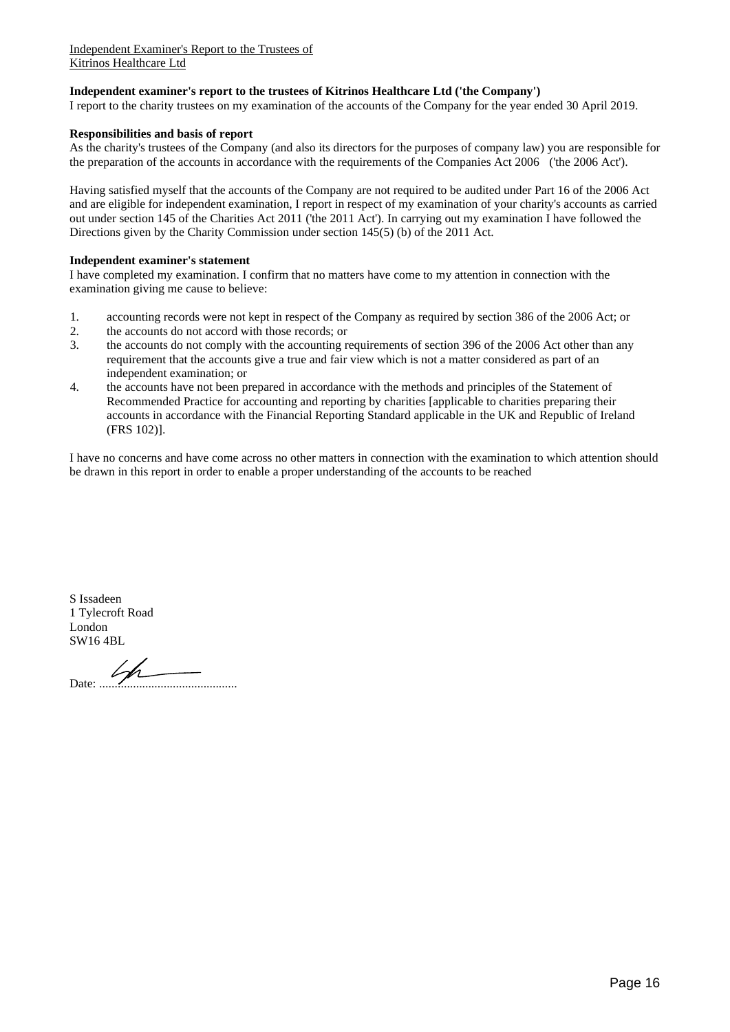Independent Examiner's Report to the Trustees of
Kitrinos Healthcare Ltd

**Independent examiner's report to the trustees of Kitrinos Healthcare Ltd ('the Company')**

I report to the charity trustees on my examination of the accounts of the Company for the year ended 30 April 2019.

**Responsibilities and basis of report**

As the charity's trustees of the Company (and also its directors for the purposes of company law) you are responsible for the preparation of the accounts in accordance with the requirements of the Companies Act 2006 ('the 2006 Act').

Having satisfied myself that the accounts of the Company are not required to be audited under Part 16 of the 2006 Act and are eligible for independent examination, I report in respect of my examination of your charity's accounts as carried out under section 145 of the Charities Act 2011 ('the 2011 Act'). In carrying out my examination I have followed the Directions given by the Charity Commission under section 145(5) (b) of the 2011 Act.

**Independent examiner's statement**

I have completed my examination. I confirm that no matters have come to my attention in connection with the examination giving me cause to believe:

1. accounting records were not kept in respect of the Company as required by section 386 of the 2006 Act; or
2. the accounts do not accord with those records; or
3. the accounts do not comply with the accounting requirements of section 396 of the 2006 Act other than any requirement that the accounts give a true and fair view which is not a matter considered as part of an independent examination; or
4. the accounts have not been prepared in accordance with the methods and principles of the Statement of Recommended Practice for accounting and reporting by charities [applicable to charities preparing their accounts in accordance with the Financial Reporting Standard applicable in the UK and Republic of Ireland (FRS 102)].

I have no concerns and have come across no other matters in connection with the examination to which attention should be drawn in this report in order to enable a proper understanding of the accounts to be reached

S Issadeen
1 Tylecroft Road
London
SW16 4BL

Date: .............................................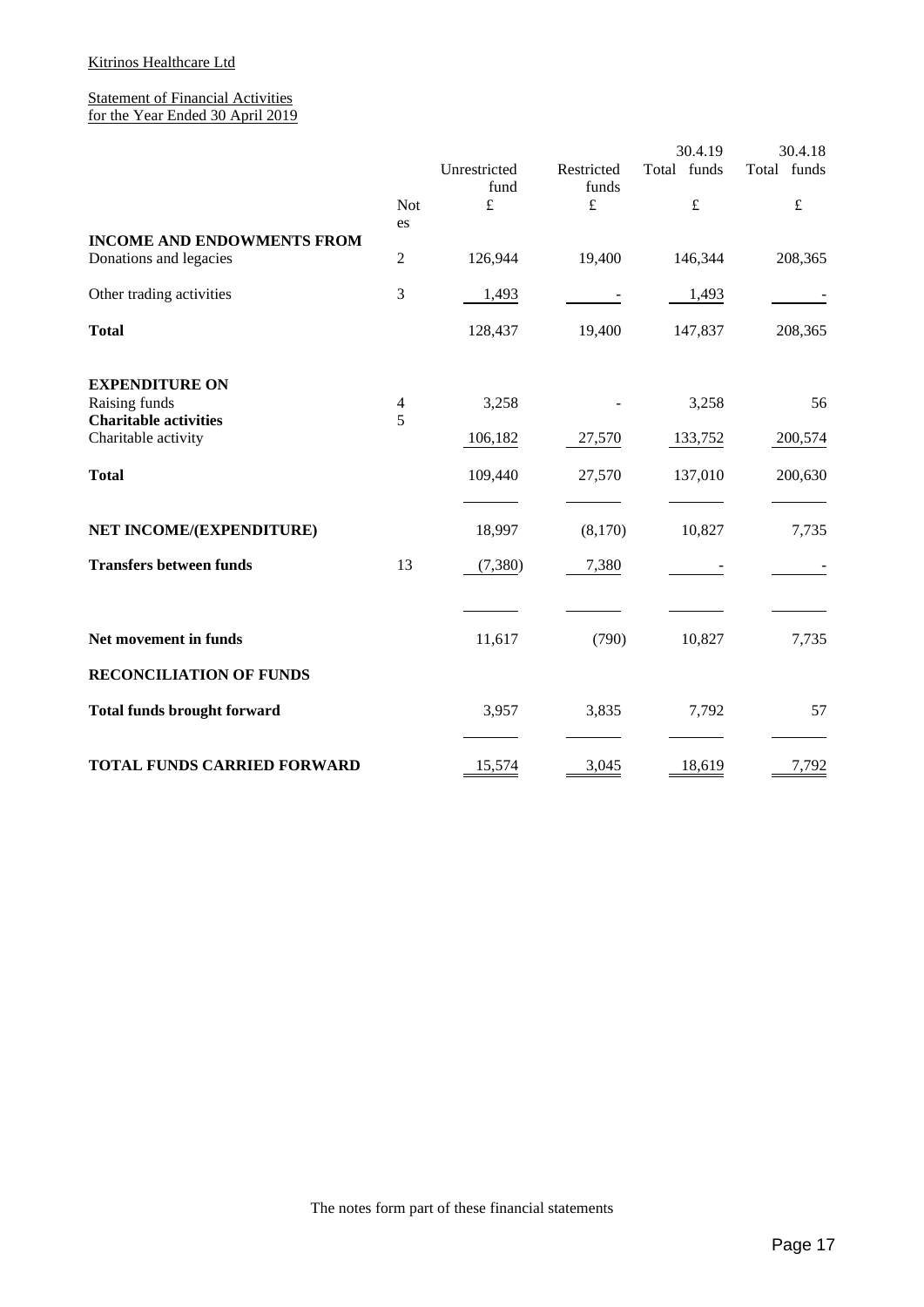Kitrinos Healthcare Ltd

Statement of Financial Activities
for the Year Ended 30 April 2019

| | Notes | Unrestricted fund £ | Restricted funds £ | 30.4.19 Total funds £ | 30.4.18 Total funds £ |
|---|---|---|---|---|---|
| **INCOME AND ENDOWMENTS FROM** | | | | | |
| Donations and legacies | 2 | 126,944 | 19,400 | 146,344 | 208,365 |
| Other trading activities | 3 | 1,493 | - | 1,493 | - |
| **Total** | | 128,437 | 19,400 | 147,837 | 208,365 |
| | | | | | |
| **EXPENDITURE ON** | | | | | |
| Raising funds | 4 | 3,258 | - | 3,258 | 56 |
| **Charitable activities** | 5 | | | | |
| Charitable activity | | 106,182 | 27,570 | 133,752 | 200,574 |
| **Total** | | 109,440 | 27,570 | 137,010 | 200,630 |
| | | | | | |
| **NET INCOME/(EXPENDITURE)** | | 18,997 | (8,170) | 10,827 | 7,735 |
| **Transfers between funds** | 13 | (7,380) | 7,380 | - | - |
| | | | | | |
| **Net movement in funds** | | 11,617 | (790) | 10,827 | 7,735 |
| **RECONCILIATION OF FUNDS** | | | | | |
| **Total funds brought forward** | | 3,957 | 3,835 | 7,792 | 57 |
| | | | | | |
| **TOTAL FUNDS CARRIED FORWARD** | | 15,574 | 3,045 | 18,619 | 7,792 |

The notes form part of these financial statements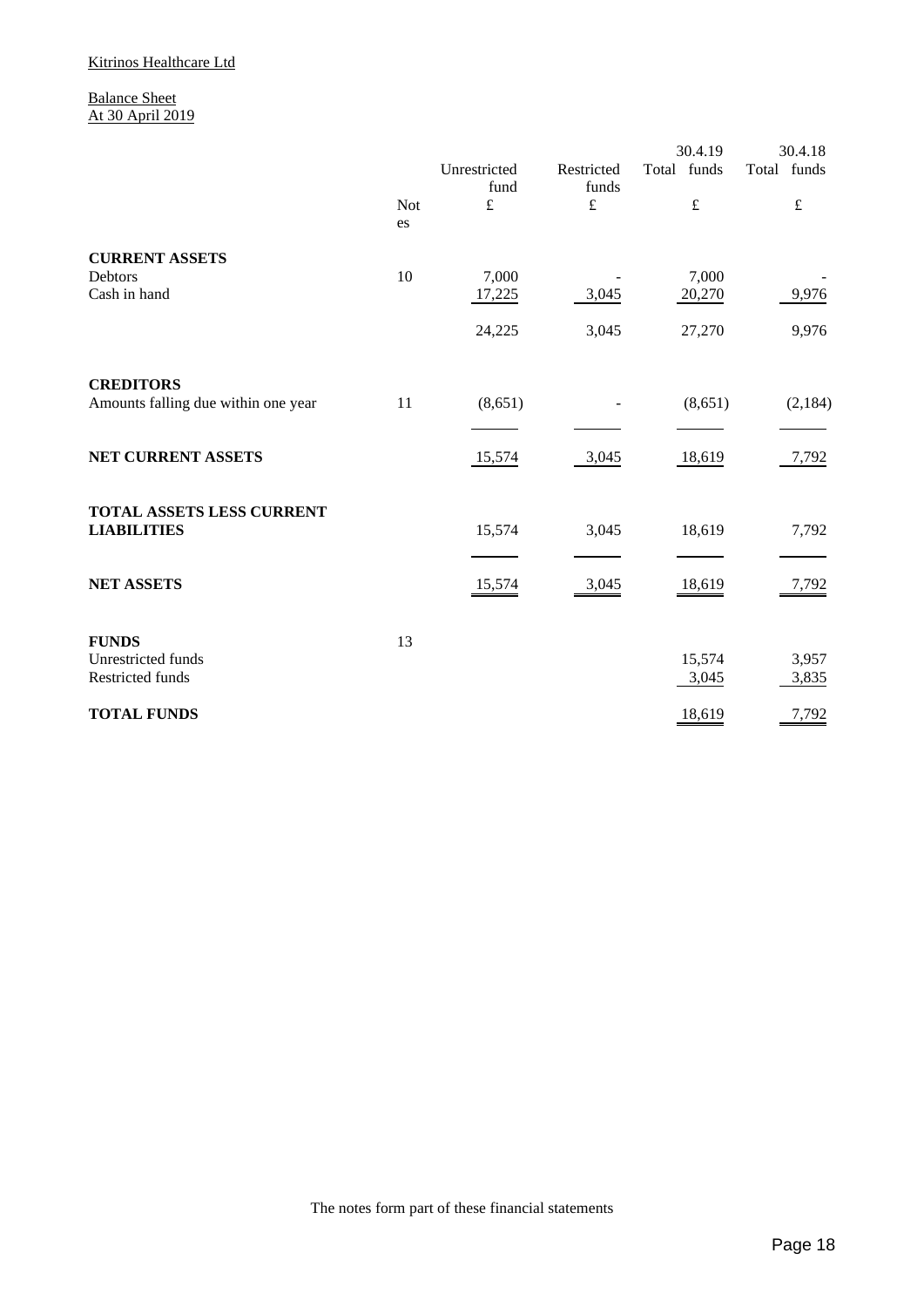Kitrinos Healthcare Ltd

Balance Sheet
At 30 April 2019

| | Notes | Unrestricted fund £ | Restricted funds £ | 30.4.19 Total funds £ | 30.4.18 Total funds £ |
|---|---|---|---|---|---|
| **CURRENT ASSETS** | | | | | |
| Debtors | 10 | 7,000 | - | 7,000 | - |
| Cash in hand | | 17,225 | 3,045 | 20,270 | 9,976 |
| | | 24,225 | 3,045 | 27,270 | 9,976 |
| **CREDITORS** | | | | | |
| Amounts falling due within one year | 11 | (8,651) | - | (8,651) | (2,184) |
| **NET CURRENT ASSETS** | | 15,574 | 3,045 | 18,619 | 7,792 |
| **TOTAL ASSETS LESS CURRENT LIABILITIES** | | 15,574 | 3,045 | 18,619 | 7,792 |
| **NET ASSETS** | | 15,574 | 3,045 | 18,619 | 7,792 |
| **FUNDS** | 13 | | | | |
| Unrestricted funds | | | | 15,574 | 3,957 |
| Restricted funds | | | | 3,045 | 3,835 |
| **TOTAL FUNDS** | | | | 18,619 | 7,792 |

The notes form part of these financial statements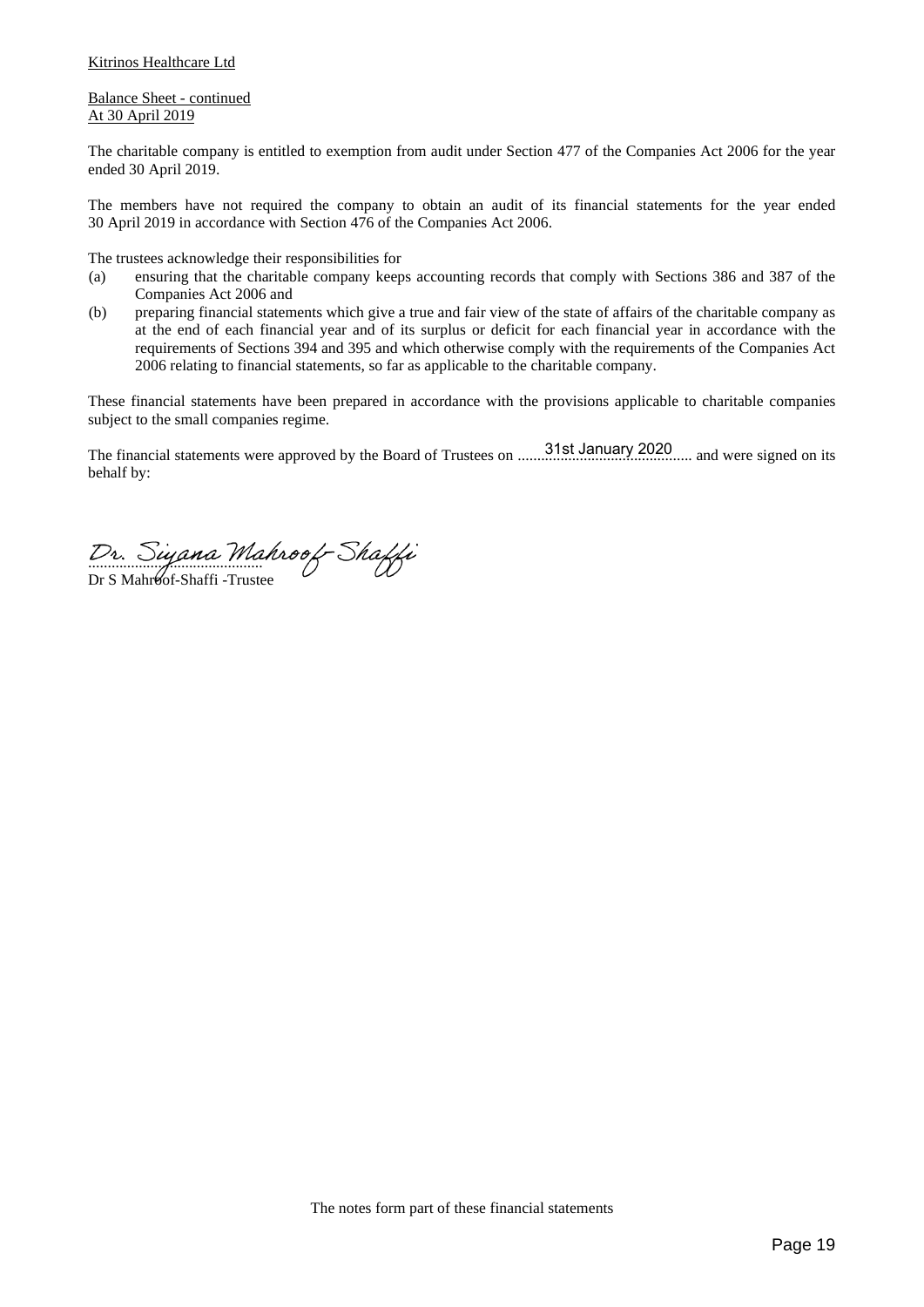Kitrinos Healthcare Ltd

Balance Sheet - continued
At 30 April 2019

The charitable company is entitled to exemption from audit under Section 477 of the Companies Act 2006 for the year ended 30 April 2019.

The members have not required the company to obtain an audit of its financial statements for the year ended 30 April 2019 in accordance with Section 476 of the Companies Act 2006.

The trustees acknowledge their responsibilities for

(a) ensuring that the charitable company keeps accounting records that comply with Sections 386 and 387 of the Companies Act 2006 and
(b) preparing financial statements which give a true and fair view of the state of affairs of the charitable company as at the end of each financial year and of its surplus or deficit for each financial year in accordance with the requirements of Sections 394 and 395 and which otherwise comply with the requirements of the Companies Act 2006 relating to financial statements, so far as applicable to the charitable company.

These financial statements have been prepared in accordance with the provisions applicable to charitable companies subject to the small companies regime.

The financial statements were approved by the Board of Trustees on 31st January 2020 and were signed on its behalf by:

Dr. Siyana Mahroof-Shaffi

Dr S Mahroof-Shaffi -Trustee

The notes form part of these financial statements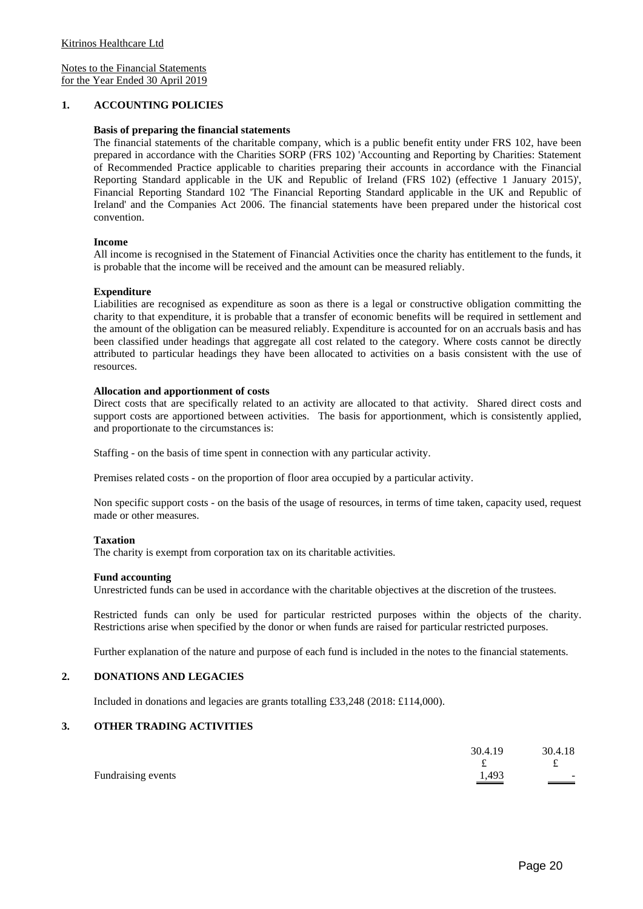Kitrinos Healthcare Ltd

Notes to the Financial Statements
for the Year Ended 30 April 2019

## 1. ACCOUNTING POLICIES

**Basis of preparing the financial statements**

The financial statements of the charitable company, which is a public benefit entity under FRS 102, have been prepared in accordance with the Charities SORP (FRS 102) 'Accounting and Reporting by Charities: Statement of Recommended Practice applicable to charities preparing their accounts in accordance with the Financial Reporting Standard applicable in the UK and Republic of Ireland (FRS 102) (effective 1 January 2015)', Financial Reporting Standard 102 'The Financial Reporting Standard applicable in the UK and Republic of Ireland' and the Companies Act 2006. The financial statements have been prepared under the historical cost convention.

**Income**

All income is recognised in the Statement of Financial Activities once the charity has entitlement to the funds, it is probable that the income will be received and the amount can be measured reliably.

**Expenditure**

Liabilities are recognised as expenditure as soon as there is a legal or constructive obligation committing the charity to that expenditure, it is probable that a transfer of economic benefits will be required in settlement and the amount of the obligation can be measured reliably. Expenditure is accounted for on an accruals basis and has been classified under headings that aggregate all cost related to the category. Where costs cannot be directly attributed to particular headings they have been allocated to activities on a basis consistent with the use of resources.

**Allocation and apportionment of costs**

Direct costs that are specifically related to an activity are allocated to that activity. Shared direct costs and support costs are apportioned between activities. The basis for apportionment, which is consistently applied, and proportionate to the circumstances is:

Staffing - on the basis of time spent in connection with any particular activity.

Premises related costs - on the proportion of floor area occupied by a particular activity.

Non specific support costs - on the basis of the usage of resources, in terms of time taken, capacity used, request made or other measures.

**Taxation**

The charity is exempt from corporation tax on its charitable activities.

**Fund accounting**

Unrestricted funds can be used in accordance with the charitable objectives at the discretion of the trustees.

Restricted funds can only be used for particular restricted purposes within the objects of the charity. Restrictions arise when specified by the donor or when funds are raised for particular restricted purposes.

Further explanation of the nature and purpose of each fund is included in the notes to the financial statements.

## 2. DONATIONS AND LEGACIES

Included in donations and legacies are grants totalling £33,248 (2018: £114,000).

## 3. OTHER TRADING ACTIVITIES

| | 30.4.19 | 30.4.18 |
|---|---|---|
| | £ | £ |
| Fundraising events | 1,493 | - |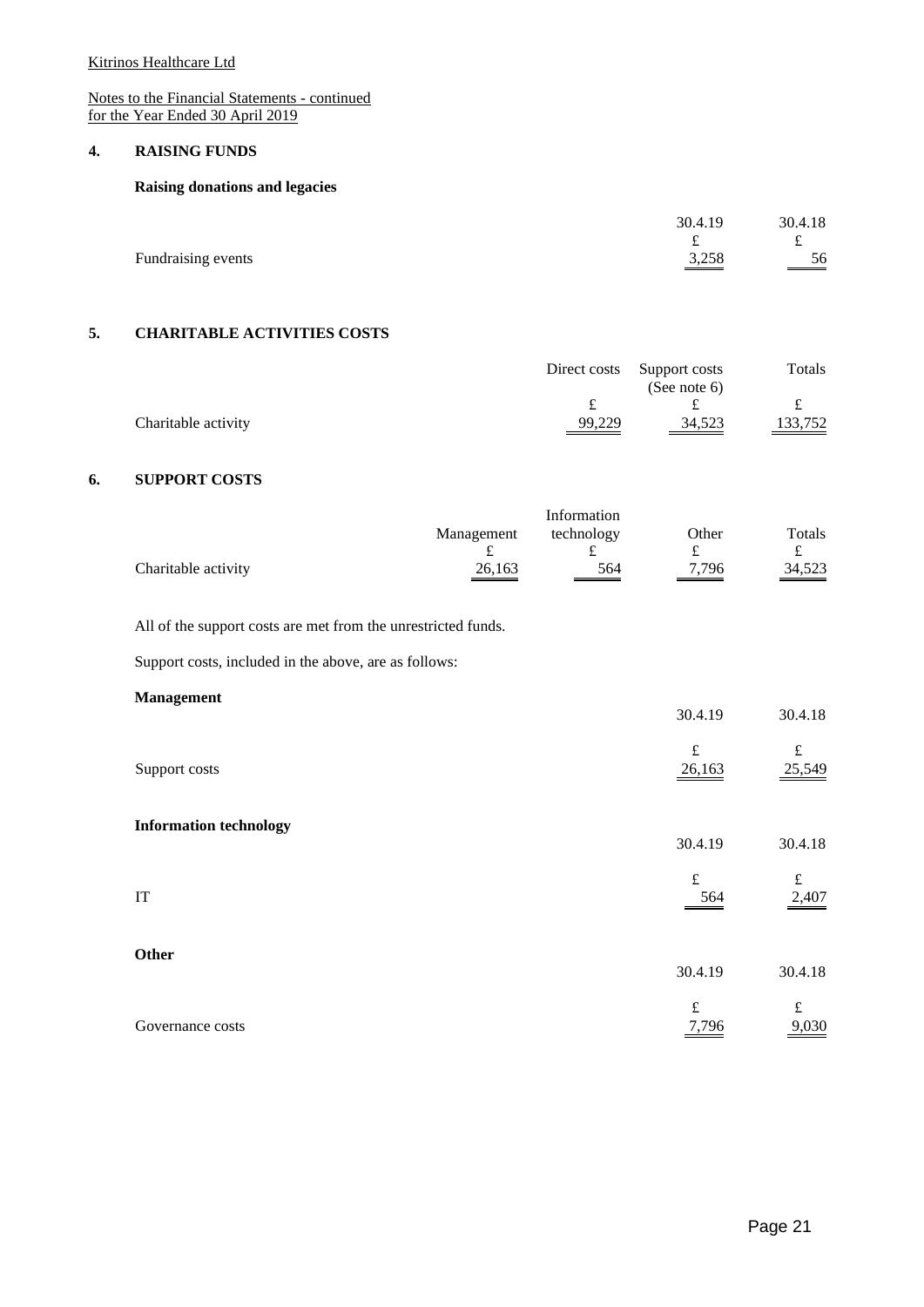Kitrinos Healthcare Ltd

Notes to the Financial Statements - continued
for the Year Ended 30 April 2019

## 4. RAISING FUNDS

**Raising donations and legacies**

| | 30.4.19 | 30.4.18 |
|---|---|---|
| | £ | £ |
| Fundraising events | 3,258 | 56 |

## 5. CHARITABLE ACTIVITIES COSTS

| | Direct costs | Support costs (See note 6) | Totals |
|---|---|---|---|
| | £ | £ | £ |
| Charitable activity | 99,229 | 34,523 | 133,752 |

## 6. SUPPORT COSTS

| | Management | Information technology | Other | Totals |
|---|---|---|---|---|
| | £ | £ | £ | £ |
| Charitable activity | 26,163 | 564 | 7,796 | 34,523 |

All of the support costs are met from the unrestricted funds.

Support costs, included in the above, are as follows:

**Management**

| | 30.4.19 | 30.4.18 |
|---|---|---|
| | £ | £ |
| Support costs | 26,163 | 25,549 |

**Information technology**

| | 30.4.19 | 30.4.18 |
|---|---|---|
| | £ | £ |
| IT | 564 | 2,407 |

**Other**

| | 30.4.19 | 30.4.18 |
|---|---|---|
| | £ | £ |
| Governance costs | 7,796 | 9,030 |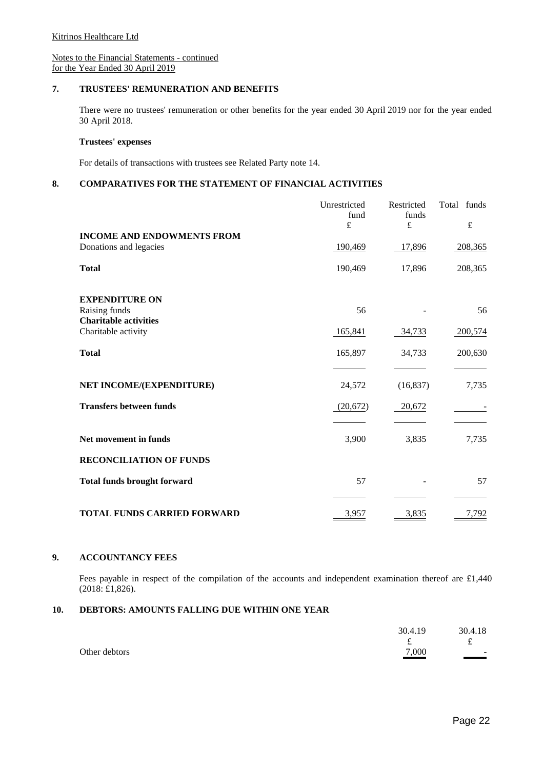Kitrinos Healthcare Ltd

Notes to the Financial Statements - continued
for the Year Ended 30 April 2019

## 7. TRUSTEES' REMUNERATION AND BENEFITS

There were no trustees' remuneration or other benefits for the year ended 30 April 2019 nor for the year ended 30 April 2018.

**Trustees' expenses**

For details of transactions with trustees see Related Party note 14.

## 8. COMPARATIVES FOR THE STATEMENT OF FINANCIAL ACTIVITIES

| | Unrestricted fund £ | Restricted funds £ | Total funds £ |
|---|---|---|---|
| **INCOME AND ENDOWMENTS FROM** | | | |
| Donations and legacies | 190,469 | 17,896 | 208,365 |
| **Total** | 190,469 | 17,896 | 208,365 |
| **EXPENDITURE ON** | | | |
| Raising funds | 56 | - | 56 |
| **Charitable activities** | | | |
| Charitable activity | 165,841 | 34,733 | 200,574 |
| **Total** | 165,897 | 34,733 | 200,630 |
| **NET INCOME/(EXPENDITURE)** | 24,572 | (16,837) | 7,735 |
| **Transfers between funds** | (20,672) | 20,672 | - |
| **Net movement in funds** | 3,900 | 3,835 | 7,735 |
| **RECONCILIATION OF FUNDS** | | | |
| **Total funds brought forward** | 57 | - | 57 |
| **TOTAL FUNDS CARRIED FORWARD** | 3,957 | 3,835 | 7,792 |

## 9. ACCOUNTANCY FEES

Fees payable in respect of the compilation of the accounts and independent examination thereof are £1,440 (2018: £1,826).

## 10. DEBTORS: AMOUNTS FALLING DUE WITHIN ONE YEAR

| | 30.4.19 £ | 30.4.18 £ |
|---|---|---|
| Other debtors | 7,000 | - |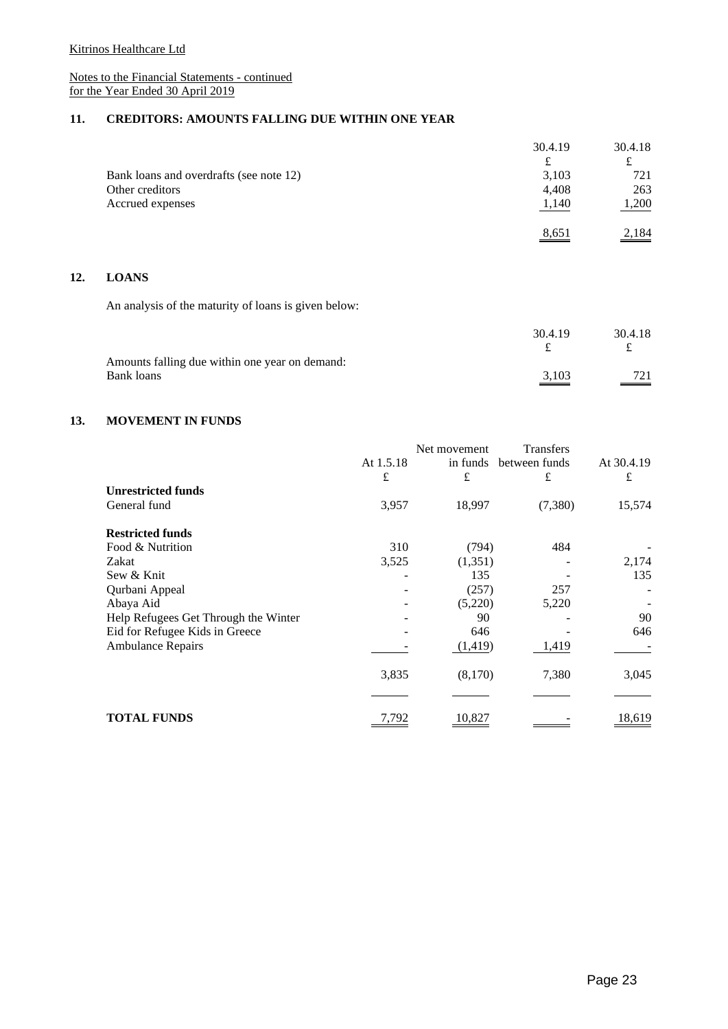Kitrinos Healthcare Ltd

Notes to the Financial Statements - continued
for the Year Ended 30 April 2019

## 11. CREDITORS: AMOUNTS FALLING DUE WITHIN ONE YEAR

| | 30.4.19 | 30.4.18 |
|---|---|---|
| | £ | £ |
| Bank loans and overdrafts (see note 12) | 3,103 | 721 |
| Other creditors | 4,408 | 263 |
| Accrued expenses | 1,140 | 1,200 |
| | 8,651 | 2,184 |

## 12. LOANS

An analysis of the maturity of loans is given below:

| | 30.4.19 | 30.4.18 |
|---|---|---|
| | £ | £ |
| Amounts falling due within one year on demand: | | |
| Bank loans | 3,103 | 721 |

## 13. MOVEMENT IN FUNDS

| | At 1.5.18 | Net movement in funds | Transfers between funds | At 30.4.19 |
|---|---|---|---|---|
| | £ | £ | £ | £ |
| **Unrestricted funds** | | | | |
| General fund | 3,957 | 18,997 | (7,380) | 15,574 |
| **Restricted funds** | | | | |
| Food & Nutrition | 310 | (794) | 484 | - |
| Zakat | 3,525 | (1,351) | - | 2,174 |
| Sew & Knit | - | 135 | - | 135 |
| Qurbani Appeal | - | (257) | 257 | - |
| Abaya Aid | - | (5,220) | 5,220 | - |
| Help Refugees Get Through the Winter | - | 90 | - | 90 |
| Eid for Refugee Kids in Greece | - | 646 | - | 646 |
| Ambulance Repairs | - | (1,419) | 1,419 | - |
| | 3,835 | (8,170) | 7,380 | 3,045 |
| **TOTAL FUNDS** | 7,792 | 10,827 | - | 18,619 |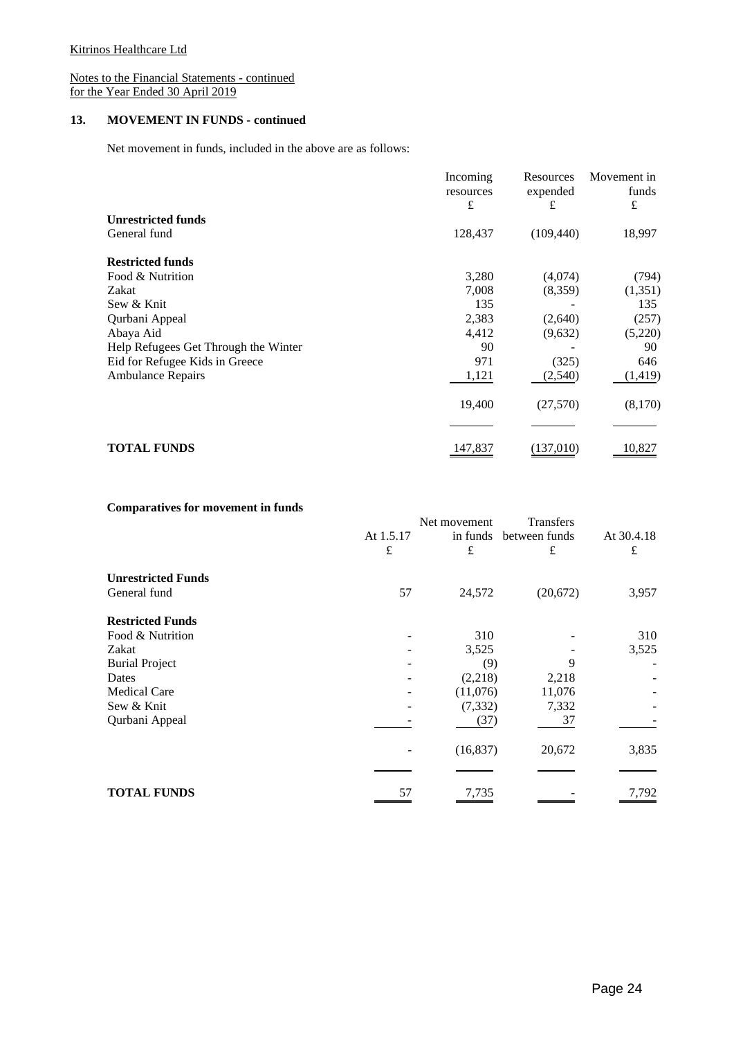Kitrinos Healthcare Ltd

Notes to the Financial Statements - continued
for the Year Ended 30 April 2019

## 13. MOVEMENT IN FUNDS - continued

Net movement in funds, included in the above are as follows:

| | Incoming resources £ | Resources expended £ | Movement in funds £ |
|---|---|---|---|
| **Unrestricted funds** | | | |
| General fund | 128,437 | (109,440) | 18,997 |
| **Restricted funds** | | | |
| Food & Nutrition | 3,280 | (4,074) | (794) |
| Zakat | 7,008 | (8,359) | (1,351) |
| Sew & Knit | 135 | - | 135 |
| Qurbani Appeal | 2,383 | (2,640) | (257) |
| Abaya Aid | 4,412 | (9,632) | (5,220) |
| Help Refugees Get Through the Winter | 90 | - | 90 |
| Eid for Refugee Kids in Greece | 971 | (325) | 646 |
| Ambulance Repairs | 1,121 | (2,540) | (1,419) |
| | 19,400 | (27,570) | (8,170) |
| **TOTAL FUNDS** | 147,837 | (137,010) | 10,827 |

**Comparatives for movement in funds**

| | At 1.5.17 £ | Net movement in funds £ | Transfers between funds £ | At 30.4.18 £ |
|---|---|---|---|---|
| **Unrestricted Funds** | | | | |
| General fund | 57 | 24,572 | (20,672) | 3,957 |
| **Restricted Funds** | | | | |
| Food & Nutrition | - | 310 | - | 310 |
| Zakat | - | 3,525 | - | 3,525 |
| Burial Project | - | (9) | 9 | - |
| Dates | - | (2,218) | 2,218 | - |
| Medical Care | - | (11,076) | 11,076 | - |
| Sew & Knit | - | (7,332) | 7,332 | - |
| Qurbani Appeal | - | (37) | 37 | - |
| | - | (16,837) | 20,672 | 3,835 |
| **TOTAL FUNDS** | 57 | 7,735 | - | 7,792 |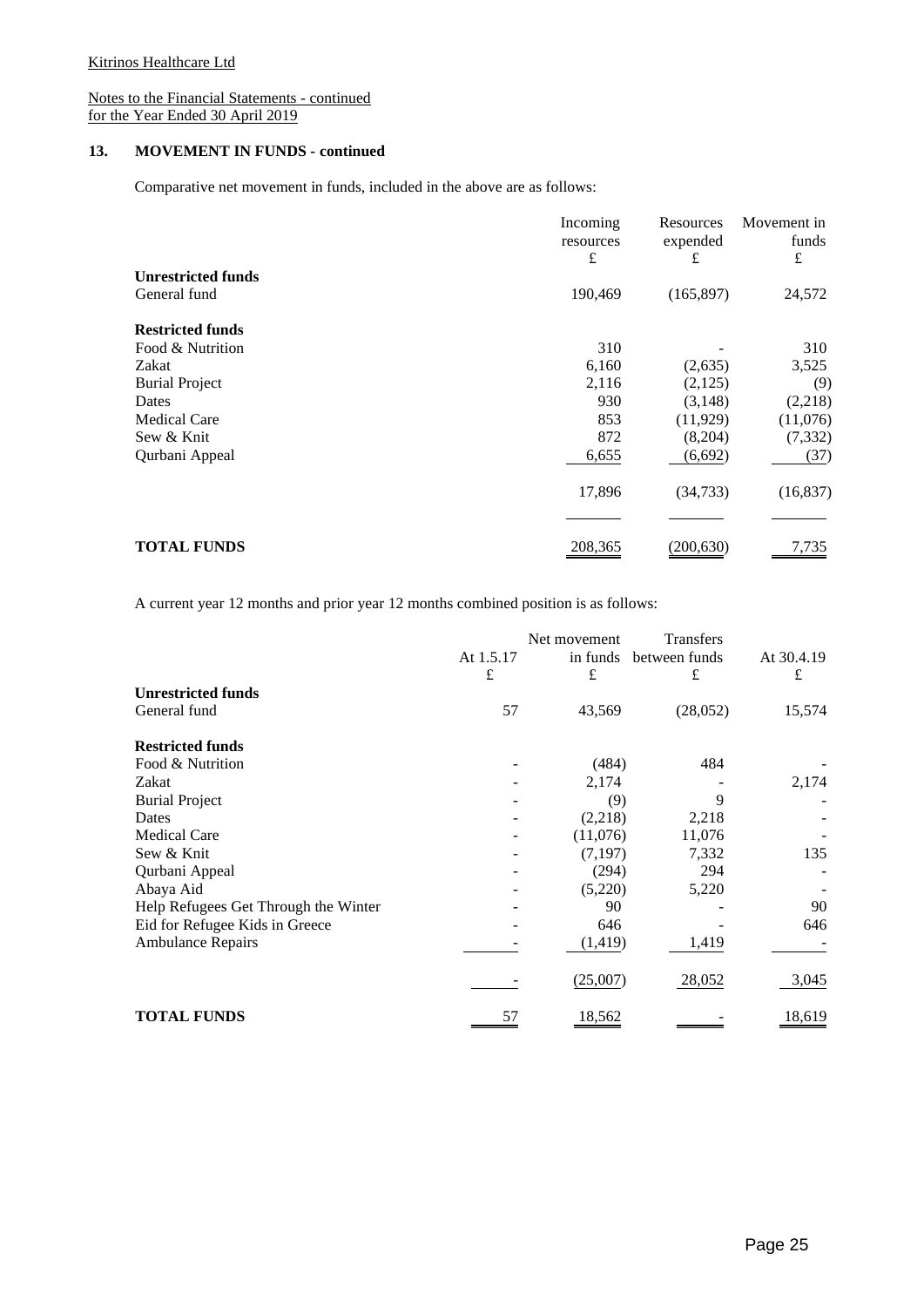Kitrinos Healthcare Ltd

Notes to the Financial Statements - continued
for the Year Ended 30 April 2019

## 13. MOVEMENT IN FUNDS - continued

Comparative net movement in funds, included in the above are as follows:

| | Incoming resources £ | Resources expended £ | Movement in funds £ |
|---|---|---|---|
| **Unrestricted funds** | | | |
| General fund | 190,469 | (165,897) | 24,572 |
| | | | |
| **Restricted funds** | | | |
| Food & Nutrition | 310 | - | 310 |
| Zakat | 6,160 | (2,635) | 3,525 |
| Burial Project | 2,116 | (2,125) | (9) |
| Dates | 930 | (3,148) | (2,218) |
| Medical Care | 853 | (11,929) | (11,076) |
| Sew & Knit | 872 | (8,204) | (7,332) |
| Qurbani Appeal | 6,655 | (6,692) | (37) |
| | 17,896 | (34,733) | (16,837) |
| | | | |
| **TOTAL FUNDS** | 208,365 | (200,630) | 7,735 |

A current year 12 months and prior year 12 months combined position is as follows:

| | At 1.5.17 £ | Net movement in funds £ | Transfers between funds £ | At 30.4.19 £ |
|---|---|---|---|---|
| **Unrestricted funds** | | | | |
| General fund | 57 | 43,569 | (28,052) | 15,574 |
| | | | | |
| **Restricted funds** | | | | |
| Food & Nutrition | - | (484) | 484 | - |
| Zakat | - | 2,174 | - | 2,174 |
| Burial Project | - | (9) | 9 | - |
| Dates | - | (2,218) | 2,218 | - |
| Medical Care | - | (11,076) | 11,076 | - |
| Sew & Knit | - | (7,197) | 7,332 | 135 |
| Qurbani Appeal | - | (294) | 294 | - |
| Abaya Aid | - | (5,220) | 5,220 | - |
| Help Refugees Get Through the Winter | - | 90 | - | 90 |
| Eid for Refugee Kids in Greece | - | 646 | - | 646 |
| Ambulance Repairs | - | (1,419) | 1,419 | - |
| | - | (25,007) | 28,052 | 3,045 |
| | | | | |
| **TOTAL FUNDS** | 57 | 18,562 | - | 18,619 |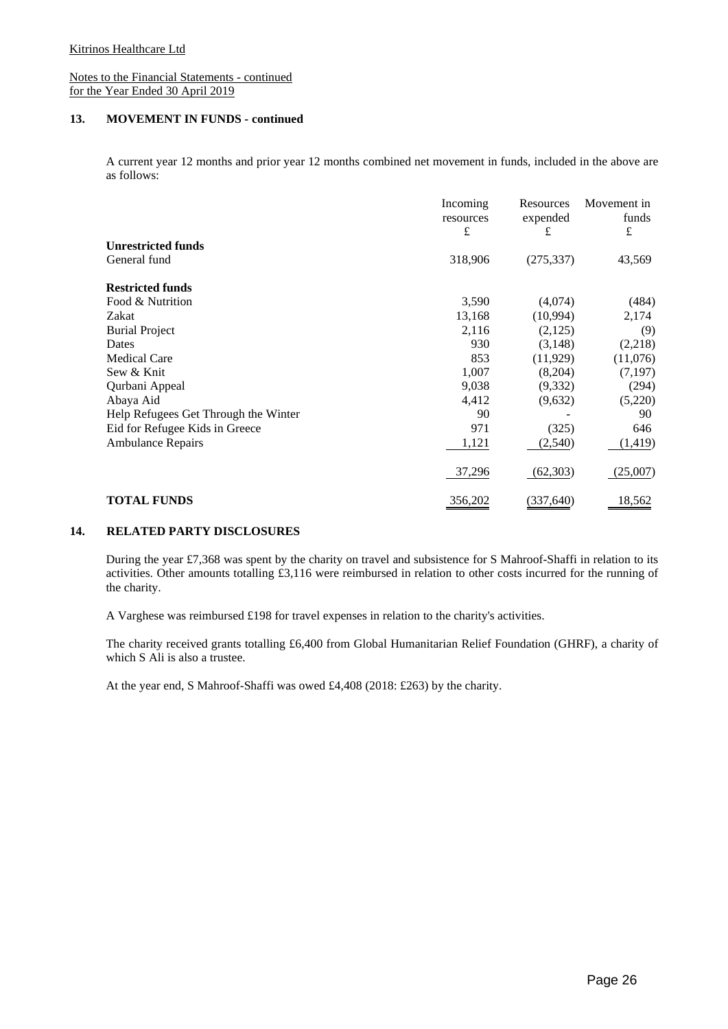Kitrinos Healthcare Ltd

Notes to the Financial Statements - continued
for the Year Ended 30 April 2019

## 13. MOVEMENT IN FUNDS - continued

A current year 12 months and prior year 12 months combined net movement in funds, included in the above are as follows:

| | Incoming resources £ | Resources expended £ | Movement in funds £ |
|---|---|---|---|
| **Unrestricted funds** | | | |
| General fund | 318,906 | (275,337) | 43,569 |
| | | | |
| **Restricted funds** | | | |
| Food & Nutrition | 3,590 | (4,074) | (484) |
| Zakat | 13,168 | (10,994) | 2,174 |
| Burial Project | 2,116 | (2,125) | (9) |
| Dates | 930 | (3,148) | (2,218) |
| Medical Care | 853 | (11,929) | (11,076) |
| Sew & Knit | 1,007 | (8,204) | (7,197) |
| Qurbani Appeal | 9,038 | (9,332) | (294) |
| Abaya Aid | 4,412 | (9,632) | (5,220) |
| Help Refugees Get Through the Winter | 90 | - | 90 |
| Eid for Refugee Kids in Greece | 971 | (325) | 646 |
| Ambulance Repairs | 1,121 | (2,540) | (1,419) |
| | 37,296 | (62,303) | (25,007) |
| | | | |
| **TOTAL FUNDS** | 356,202 | (337,640) | 18,562 |

## 14. RELATED PARTY DISCLOSURES

During the year £7,368 was spent by the charity on travel and subsistence for S Mahroof-Shaffi in relation to its activities. Other amounts totalling £3,116 were reimbursed in relation to other costs incurred for the running of the charity.

A Varghese was reimbursed £198 for travel expenses in relation to the charity's activities.

The charity received grants totalling £6,400 from Global Humanitarian Relief Foundation (GHRF), a charity of which S Ali is also a trustee.

At the year end, S Mahroof-Shaffi was owed £4,408 (2018: £263) by the charity.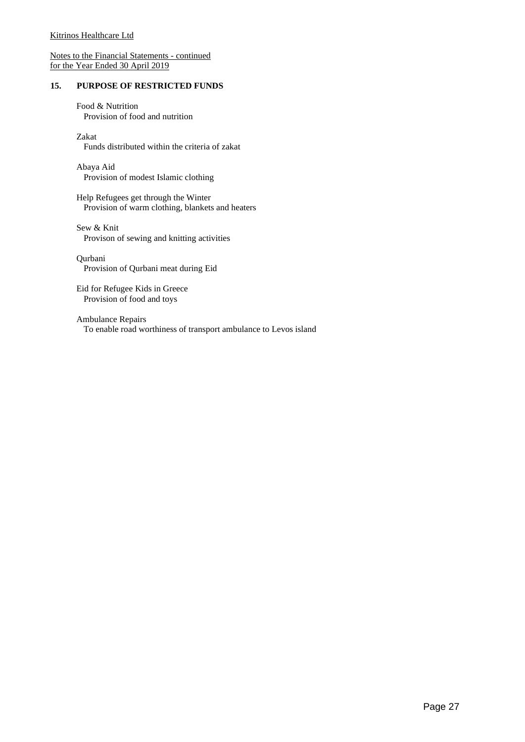Kitrinos Healthcare Ltd

Notes to the Financial Statements - continued
for the Year Ended 30 April 2019

## 15. PURPOSE OF RESTRICTED FUNDS

Food & Nutrition
Provision of food and nutrition

Zakat
Funds distributed within the criteria of zakat

Abaya Aid
Provision of modest Islamic clothing

Help Refugees get through the Winter
Provision of warm clothing, blankets and heaters

Sew & Knit
Provison of sewing and knitting activities

Qurbani
Provision of Qurbani meat during Eid

Eid for Refugee Kids in Greece
Provision of food and toys

Ambulance Repairs
To enable road worthiness of transport ambulance to Levos island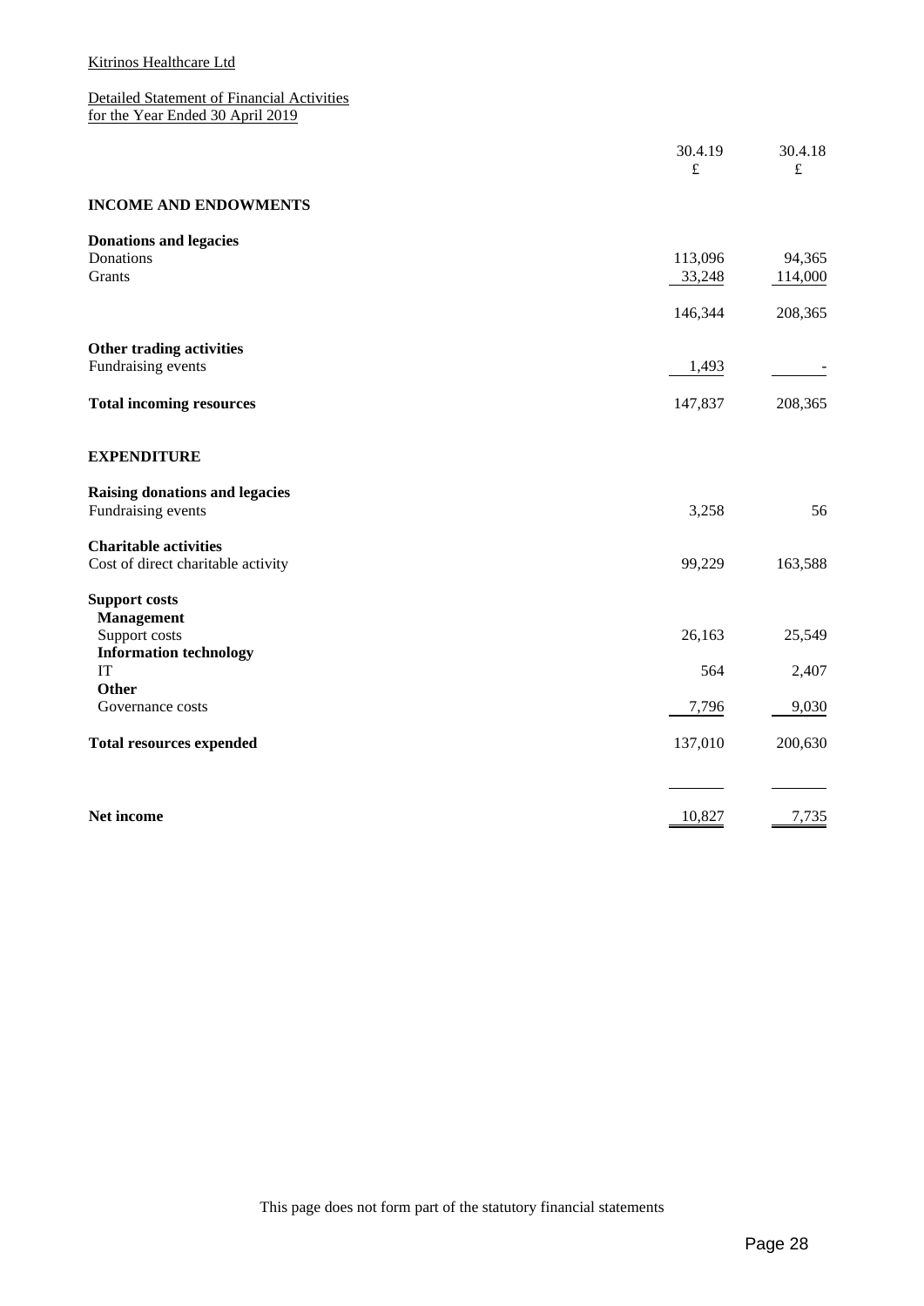Kitrinos Healthcare Ltd

Detailed Statement of Financial Activities
for the Year Ended 30 April 2019

| | 30.4.19 £ | 30.4.18 £ |
|---|---|---|
| **INCOME AND ENDOWMENTS** | | |
| **Donations and legacies** | | |
| Donations | 113,096 | 94,365 |
| Grants | 33,248 | 114,000 |
| | 146,344 | 208,365 |
| **Other trading activities** | | |
| Fundraising events | 1,493 | - |
| **Total incoming resources** | 147,837 | 208,365 |
| **EXPENDITURE** | | |
| **Raising donations and legacies** | | |
| Fundraising events | 3,258 | 56 |
| **Charitable activities** | | |
| Cost of direct charitable activity | 99,229 | 163,588 |
| **Support costs** | | |
| **Management** | | |
| Support costs | 26,163 | 25,549 |
| **Information technology** | | |
| IT | 564 | 2,407 |
| **Other** | | |
| Governance costs | 7,796 | 9,030 |
| **Total resources expended** | 137,010 | 200,630 |
| **Net income** | 10,827 | 7,735 |

This page does not form part of the statutory financial statements